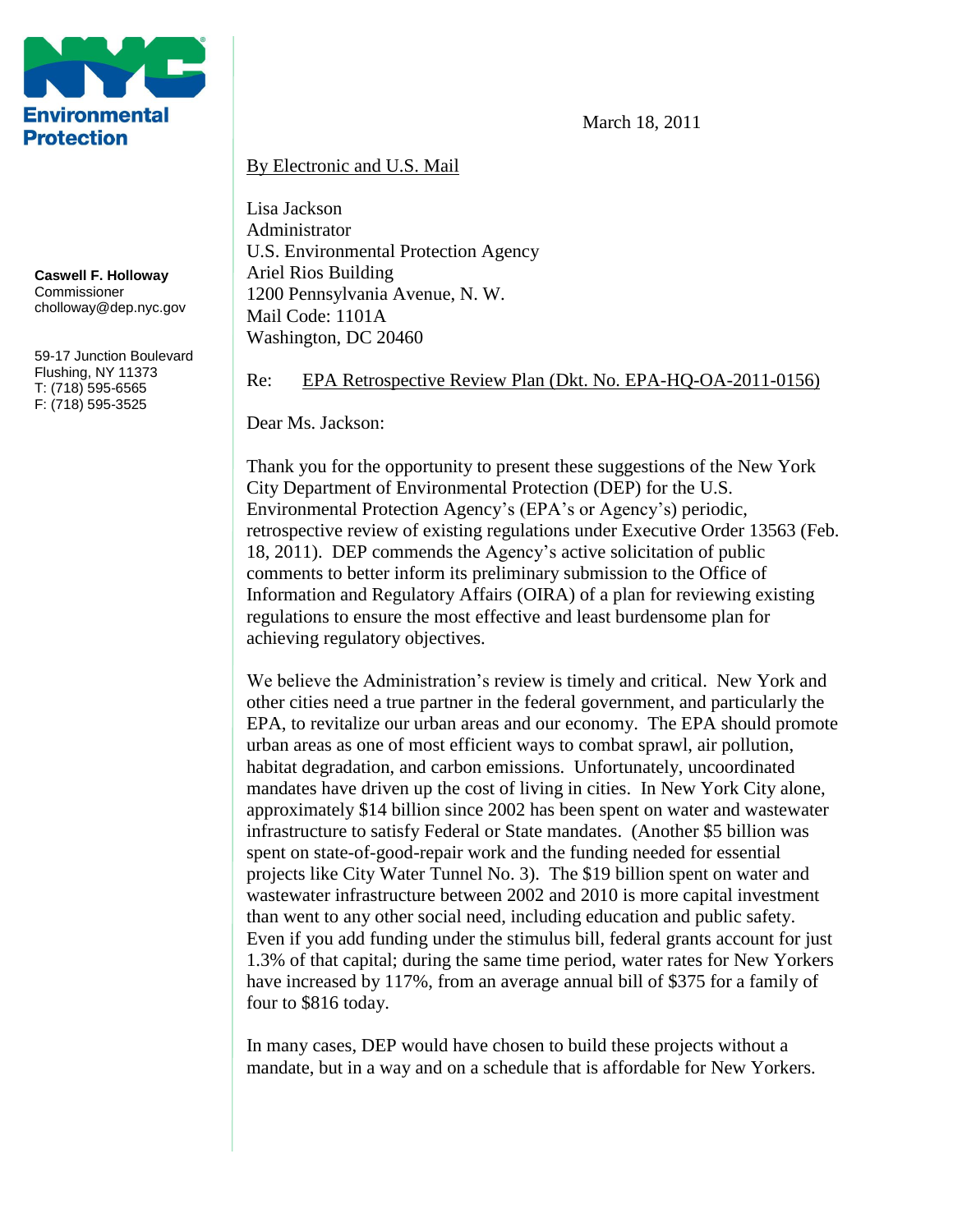NYC Environmental Protection

**Caswell F. Holloway**
Commissioner
cholloway@dep.nyc.gov

59-17 Junction Boulevard
Flushing, NY 11373
T: (718) 595-6565
F: (718) 595-3525

March 18, 2011

By Electronic and U.S. Mail

Lisa Jackson
Administrator
U.S. Environmental Protection Agency
Ariel Rios Building
1200 Pennsylvania Avenue, N. W.
Mail Code: 1101A
Washington, DC 20460

Re: EPA Retrospective Review Plan (Dkt. No. EPA-HQ-OA-2011-0156)

Dear Ms. Jackson:

Thank you for the opportunity to present these suggestions of the New York City Department of Environmental Protection (DEP) for the U.S. Environmental Protection Agency's (EPA's or Agency's) periodic, retrospective review of existing regulations under Executive Order 13563 (Feb. 18, 2011). DEP commends the Agency's active solicitation of public comments to better inform its preliminary submission to the Office of Information and Regulatory Affairs (OIRA) of a plan for reviewing existing regulations to ensure the most effective and least burdensome plan for achieving regulatory objectives.

We believe the Administration's review is timely and critical. New York and other cities need a true partner in the federal government, and particularly the EPA, to revitalize our urban areas and our economy. The EPA should promote urban areas as one of most efficient ways to combat sprawl, air pollution, habitat degradation, and carbon emissions. Unfortunately, uncoordinated mandates have driven up the cost of living in cities. In New York City alone, approximately $14 billion since 2002 has been spent on water and wastewater infrastructure to satisfy Federal or State mandates. (Another $5 billion was spent on state-of-good-repair work and the funding needed for essential projects like City Water Tunnel No. 3). The $19 billion spent on water and wastewater infrastructure between 2002 and 2010 is more capital investment than went to any other social need, including education and public safety. Even if you add funding under the stimulus bill, federal grants account for just 1.3% of that capital; during the same time period, water rates for New Yorkers have increased by 117%, from an average annual bill of $375 for a family of four to $816 today.

In many cases, DEP would have chosen to build these projects without a mandate, but in a way and on a schedule that is affordable for New Yorkers.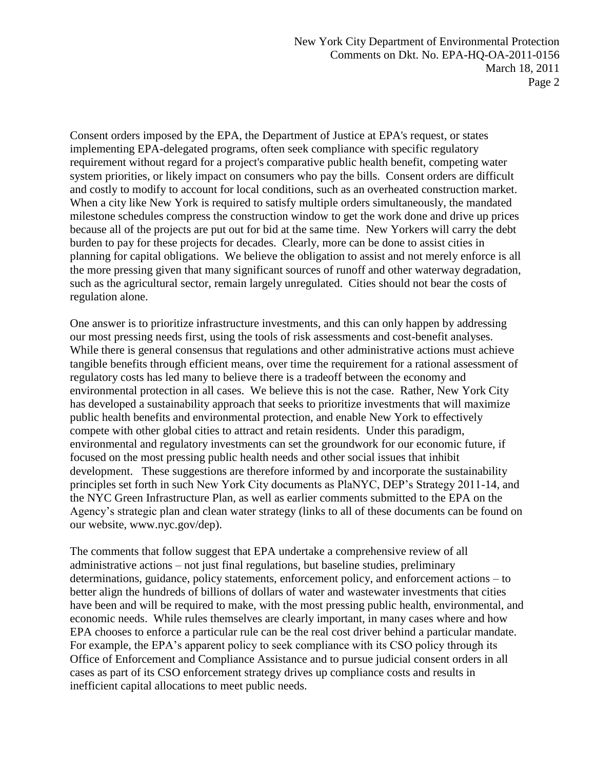Consent orders imposed by the EPA, the Department of Justice at EPA's request, or states implementing EPA-delegated programs, often seek compliance with specific regulatory requirement without regard for a project's comparative public health benefit, competing water system priorities, or likely impact on consumers who pay the bills. Consent orders are difficult and costly to modify to account for local conditions, such as an overheated construction market. When a city like New York is required to satisfy multiple orders simultaneously, the mandated milestone schedules compress the construction window to get the work done and drive up prices because all of the projects are put out for bid at the same time. New Yorkers will carry the debt burden to pay for these projects for decades. Clearly, more can be done to assist cities in planning for capital obligations. We believe the obligation to assist and not merely enforce is all the more pressing given that many significant sources of runoff and other waterway degradation, such as the agricultural sector, remain largely unregulated. Cities should not bear the costs of regulation alone.

One answer is to prioritize infrastructure investments, and this can only happen by addressing our most pressing needs first, using the tools of risk assessments and cost-benefit analyses. While there is general consensus that regulations and other administrative actions must achieve tangible benefits through efficient means, over time the requirement for a rational assessment of regulatory costs has led many to believe there is a tradeoff between the economy and environmental protection in all cases. We believe this is not the case. Rather, New York City has developed a sustainability approach that seeks to prioritize investments that will maximize public health benefits and environmental protection, and enable New York to effectively compete with other global cities to attract and retain residents. Under this paradigm, environmental and regulatory investments can set the groundwork for our economic future, if focused on the most pressing public health needs and other social issues that inhibit development. These suggestions are therefore informed by and incorporate the sustainability principles set forth in such New York City documents as PlaNYC, DEP's Strategy 2011-14, and the NYC Green Infrastructure Plan, as well as earlier comments submitted to the EPA on the Agency's strategic plan and clean water strategy (links to all of these documents can be found on our website, www.nyc.gov/dep).

The comments that follow suggest that EPA undertake a comprehensive review of all administrative actions – not just final regulations, but baseline studies, preliminary determinations, guidance, policy statements, enforcement policy, and enforcement actions – to better align the hundreds of billions of dollars of water and wastewater investments that cities have been and will be required to make, with the most pressing public health, environmental, and economic needs. While rules themselves are clearly important, in many cases where and how EPA chooses to enforce a particular rule can be the real cost driver behind a particular mandate. For example, the EPA's apparent policy to seek compliance with its CSO policy through its Office of Enforcement and Compliance Assistance and to pursue judicial consent orders in all cases as part of its CSO enforcement strategy drives up compliance costs and results in inefficient capital allocations to meet public needs.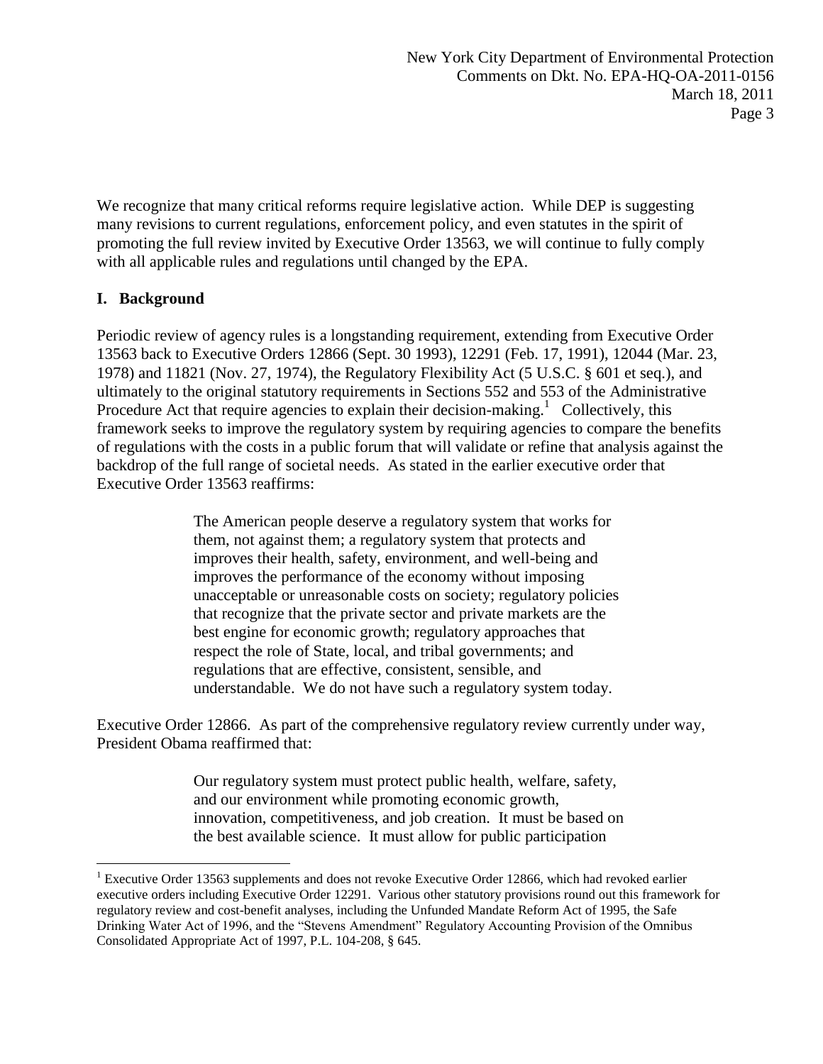We recognize that many critical reforms require legislative action. While DEP is suggesting many revisions to current regulations, enforcement policy, and even statutes in the spirit of promoting the full review invited by Executive Order 13563, we will continue to fully comply with all applicable rules and regulations until changed by the EPA.

## I. Background

Periodic review of agency rules is a longstanding requirement, extending from Executive Order 13563 back to Executive Orders 12866 (Sept. 30 1993), 12291 (Feb. 17, 1991), 12044 (Mar. 23, 1978) and 11821 (Nov. 27, 1974), the Regulatory Flexibility Act (5 U.S.C. § 601 et seq.), and ultimately to the original statutory requirements in Sections 552 and 553 of the Administrative Procedure Act that require agencies to explain their decision-making.[1] Collectively, this framework seeks to improve the regulatory system by requiring agencies to compare the benefits of regulations with the costs in a public forum that will validate or refine that analysis against the backdrop of the full range of societal needs. As stated in the earlier executive order that Executive Order 13563 reaffirms:

> The American people deserve a regulatory system that works for them, not against them; a regulatory system that protects and improves their health, safety, environment, and well-being and improves the performance of the economy without imposing unacceptable or unreasonable costs on society; regulatory policies that recognize that the private sector and private markets are the best engine for economic growth; regulatory approaches that respect the role of State, local, and tribal governments; and regulations that are effective, consistent, sensible, and understandable. We do not have such a regulatory system today.

Executive Order 12866. As part of the comprehensive regulatory review currently under way, President Obama reaffirmed that:

> Our regulatory system must protect public health, welfare, safety, and our environment while promoting economic growth, innovation, competitiveness, and job creation. It must be based on the best available science. It must allow for public participation

[1] Executive Order 13563 supplements and does not revoke Executive Order 12866, which had revoked earlier executive orders including Executive Order 12291. Various other statutory provisions round out this framework for regulatory review and cost-benefit analyses, including the Unfunded Mandate Reform Act of 1995, the Safe Drinking Water Act of 1996, and the "Stevens Amendment" Regulatory Accounting Provision of the Omnibus Consolidated Appropriate Act of 1997, P.L. 104-208, § 645.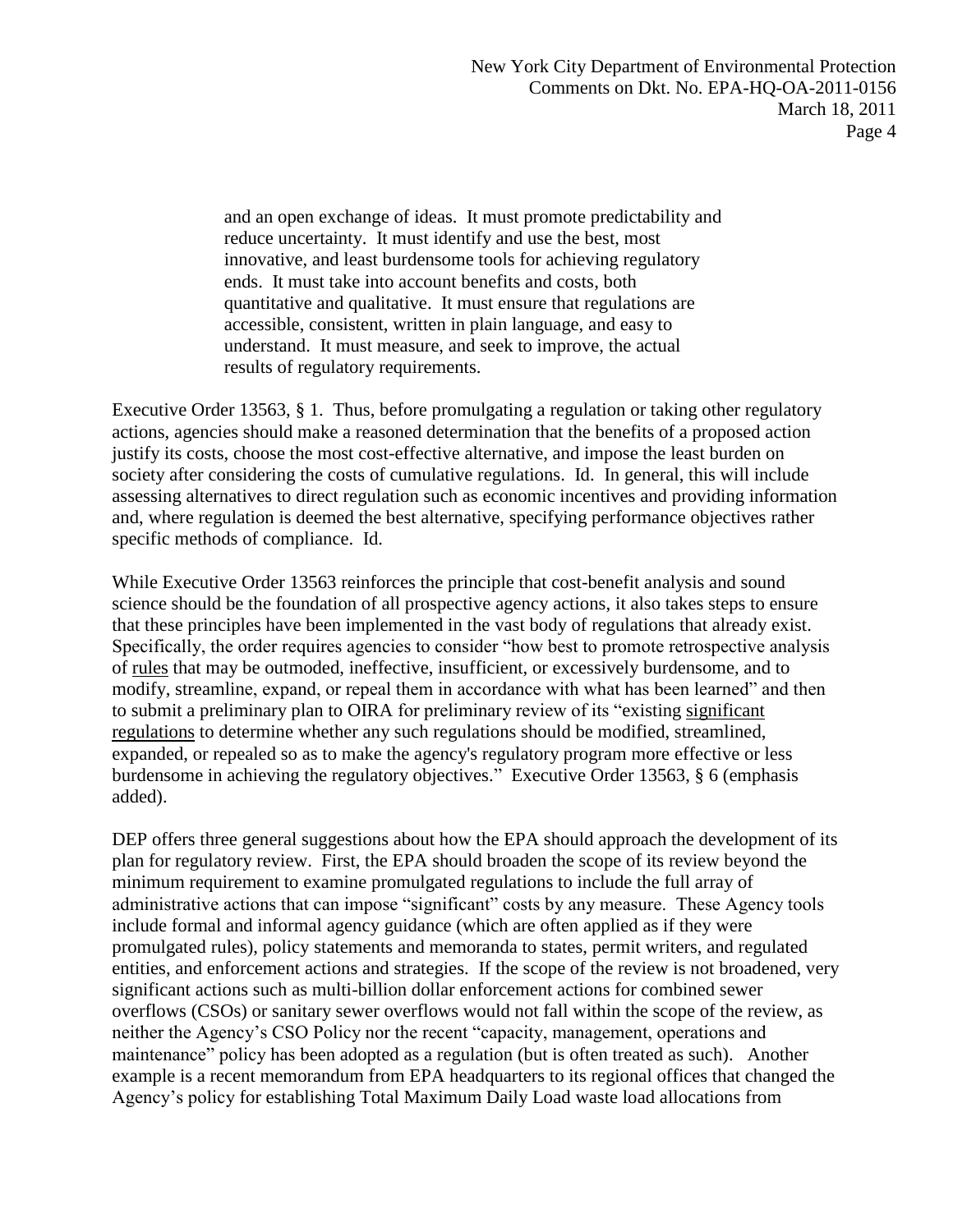> and an open exchange of ideas. It must promote predictability and reduce uncertainty. It must identify and use the best, most innovative, and least burdensome tools for achieving regulatory ends. It must take into account benefits and costs, both quantitative and qualitative. It must ensure that regulations are accessible, consistent, written in plain language, and easy to understand. It must measure, and seek to improve, the actual results of regulatory requirements.

Executive Order 13563, § 1. Thus, before promulgating a regulation or taking other regulatory actions, agencies should make a reasoned determination that the benefits of a proposed action justify its costs, choose the most cost-effective alternative, and impose the least burden on society after considering the costs of cumulative regulations. Id. In general, this will include assessing alternatives to direct regulation such as economic incentives and providing information and, where regulation is deemed the best alternative, specifying performance objectives rather specific methods of compliance. Id.

While Executive Order 13563 reinforces the principle that cost-benefit analysis and sound science should be the foundation of all prospective agency actions, it also takes steps to ensure that these principles have been implemented in the vast body of regulations that already exist. Specifically, the order requires agencies to consider "how best to promote retrospective analysis of <u>rules</u> that may be outmoded, ineffective, insufficient, or excessively burdensome, and to modify, streamline, expand, or repeal them in accordance with what has been learned" and then to submit a preliminary plan to OIRA for preliminary review of its "existing <u>significant regulations</u> to determine whether any such regulations should be modified, streamlined, expanded, or repealed so as to make the agency's regulatory program more effective or less burdensome in achieving the regulatory objectives." Executive Order 13563, § 6 (emphasis added).

DEP offers three general suggestions about how the EPA should approach the development of its plan for regulatory review. First, the EPA should broaden the scope of its review beyond the minimum requirement to examine promulgated regulations to include the full array of administrative actions that can impose "significant" costs by any measure. These Agency tools include formal and informal agency guidance (which are often applied as if they were promulgated rules), policy statements and memoranda to states, permit writers, and regulated entities, and enforcement actions and strategies. If the scope of the review is not broadened, very significant actions such as multi-billion dollar enforcement actions for combined sewer overflows (CSOs) or sanitary sewer overflows would not fall within the scope of the review, as neither the Agency's CSO Policy nor the recent "capacity, management, operations and maintenance" policy has been adopted as a regulation (but is often treated as such). Another example is a recent memorandum from EPA headquarters to its regional offices that changed the Agency's policy for establishing Total Maximum Daily Load waste load allocations from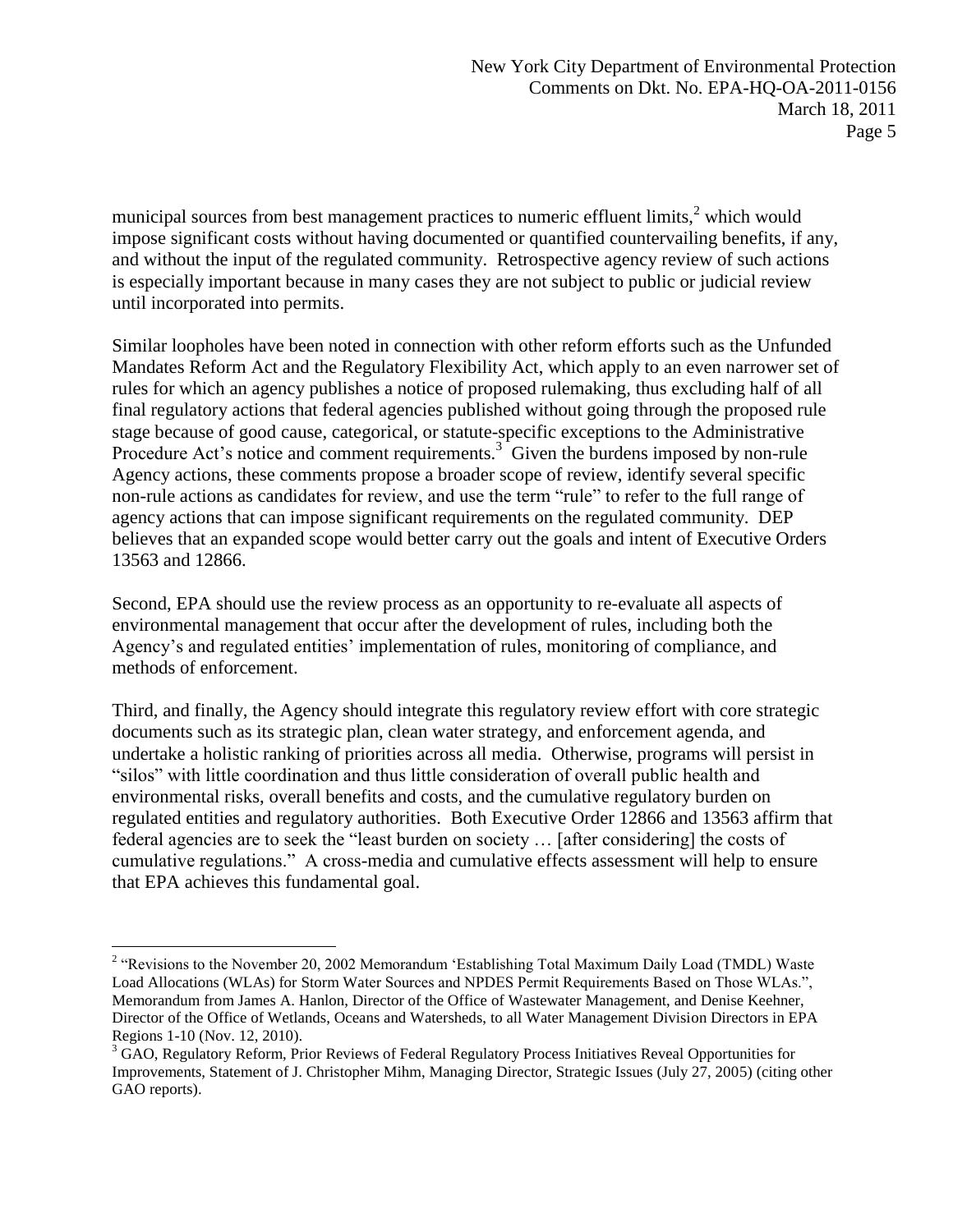municipal sources from best management practices to numeric effluent limits,[2] which would impose significant costs without having documented or quantified countervailing benefits, if any, and without the input of the regulated community. Retrospective agency review of such actions is especially important because in many cases they are not subject to public or judicial review until incorporated into permits.

Similar loopholes have been noted in connection with other reform efforts such as the Unfunded Mandates Reform Act and the Regulatory Flexibility Act, which apply to an even narrower set of rules for which an agency publishes a notice of proposed rulemaking, thus excluding half of all final regulatory actions that federal agencies published without going through the proposed rule stage because of good cause, categorical, or statute-specific exceptions to the Administrative Procedure Act's notice and comment requirements.[3] Given the burdens imposed by non-rule Agency actions, these comments propose a broader scope of review, identify several specific non-rule actions as candidates for review, and use the term "rule" to refer to the full range of agency actions that can impose significant requirements on the regulated community. DEP believes that an expanded scope would better carry out the goals and intent of Executive Orders 13563 and 12866.

Second, EPA should use the review process as an opportunity to re-evaluate all aspects of environmental management that occur after the development of rules, including both the Agency's and regulated entities' implementation of rules, monitoring of compliance, and methods of enforcement.

Third, and finally, the Agency should integrate this regulatory review effort with core strategic documents such as its strategic plan, clean water strategy, and enforcement agenda, and undertake a holistic ranking of priorities across all media. Otherwise, programs will persist in "silos" with little coordination and thus little consideration of overall public health and environmental risks, overall benefits and costs, and the cumulative regulatory burden on regulated entities and regulatory authorities. Both Executive Order 12866 and 13563 affirm that federal agencies are to seek the "least burden on society … [after considering] the costs of cumulative regulations." A cross-media and cumulative effects assessment will help to ensure that EPA achieves this fundamental goal.

---

[2] "Revisions to the November 20, 2002 Memorandum 'Establishing Total Maximum Daily Load (TMDL) Waste Load Allocations (WLAs) for Storm Water Sources and NPDES Permit Requirements Based on Those WLAs.", Memorandum from James A. Hanlon, Director of the Office of Wastewater Management, and Denise Keehner, Director of the Office of Wetlands, Oceans and Watersheds, to all Water Management Division Directors in EPA Regions 1-10 (Nov. 12, 2010).

[3] GAO, Regulatory Reform, Prior Reviews of Federal Regulatory Process Initiatives Reveal Opportunities for Improvements, Statement of J. Christopher Mihm, Managing Director, Strategic Issues (July 27, 2005) (citing other GAO reports).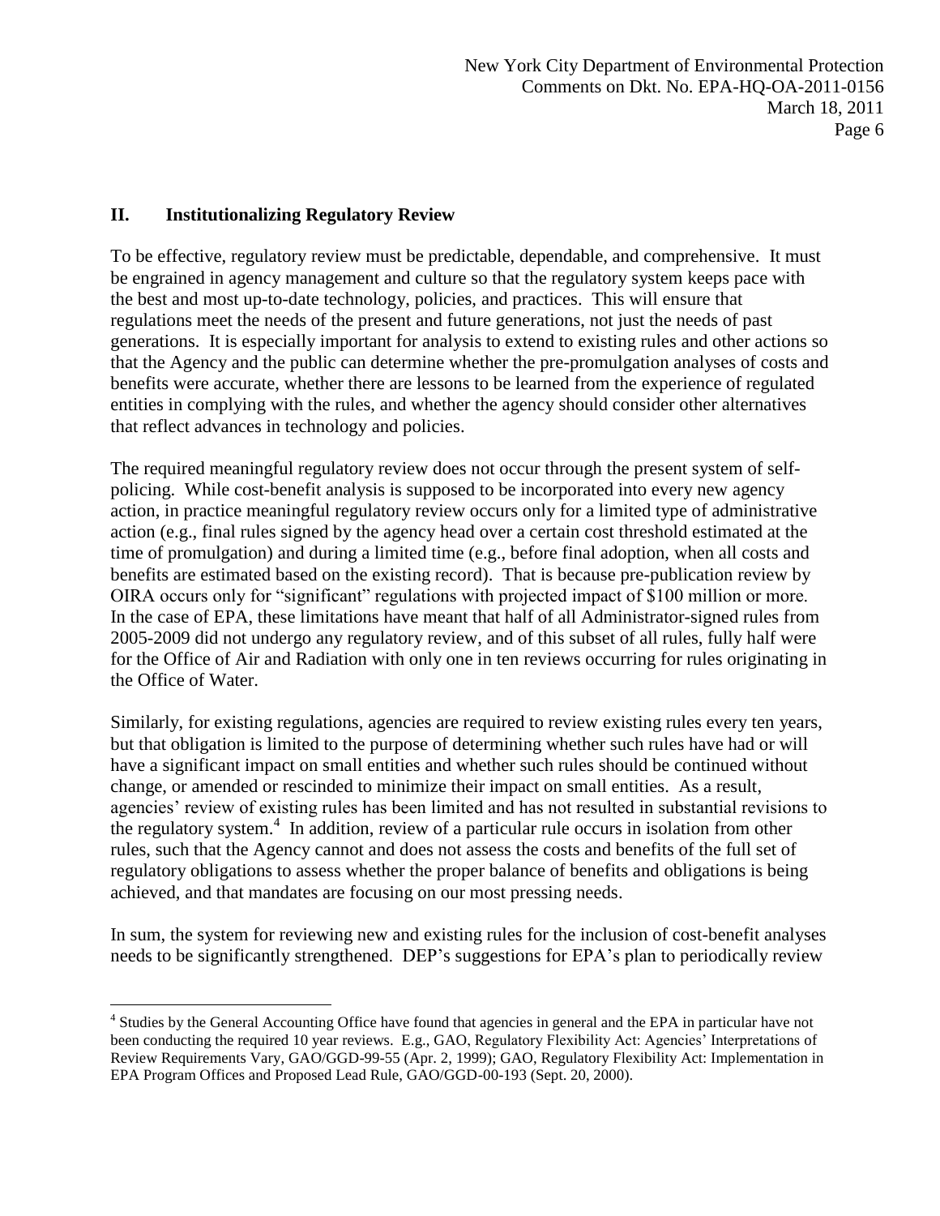## II. Institutionalizing Regulatory Review

To be effective, regulatory review must be predictable, dependable, and comprehensive. It must be engrained in agency management and culture so that the regulatory system keeps pace with the best and most up-to-date technology, policies, and practices. This will ensure that regulations meet the needs of the present and future generations, not just the needs of past generations. It is especially important for analysis to extend to existing rules and other actions so that the Agency and the public can determine whether the pre-promulgation analyses of costs and benefits were accurate, whether there are lessons to be learned from the experience of regulated entities in complying with the rules, and whether the agency should consider other alternatives that reflect advances in technology and policies.

The required meaningful regulatory review does not occur through the present system of self-policing. While cost-benefit analysis is supposed to be incorporated into every new agency action, in practice meaningful regulatory review occurs only for a limited type of administrative action (e.g., final rules signed by the agency head over a certain cost threshold estimated at the time of promulgation) and during a limited time (e.g., before final adoption, when all costs and benefits are estimated based on the existing record). That is because pre-publication review by OIRA occurs only for "significant" regulations with projected impact of $100 million or more. In the case of EPA, these limitations have meant that half of all Administrator-signed rules from 2005-2009 did not undergo any regulatory review, and of this subset of all rules, fully half were for the Office of Air and Radiation with only one in ten reviews occurring for rules originating in the Office of Water.

Similarly, for existing regulations, agencies are required to review existing rules every ten years, but that obligation is limited to the purpose of determining whether such rules have had or will have a significant impact on small entities and whether such rules should be continued without change, or amended or rescinded to minimize their impact on small entities. As a result, agencies' review of existing rules has been limited and has not resulted in substantial revisions to the regulatory system.[4] In addition, review of a particular rule occurs in isolation from other rules, such that the Agency cannot and does not assess the costs and benefits of the full set of regulatory obligations to assess whether the proper balance of benefits and obligations is being achieved, and that mandates are focusing on our most pressing needs.

In sum, the system for reviewing new and existing rules for the inclusion of cost-benefit analyses needs to be significantly strengthened. DEP's suggestions for EPA's plan to periodically review

---

[4] Studies by the General Accounting Office have found that agencies in general and the EPA in particular have not been conducting the required 10 year reviews. E.g., GAO, Regulatory Flexibility Act: Agencies' Interpretations of Review Requirements Vary, GAO/GGD-99-55 (Apr. 2, 1999); GAO, Regulatory Flexibility Act: Implementation in EPA Program Offices and Proposed Lead Rule, GAO/GGD-00-193 (Sept. 20, 2000).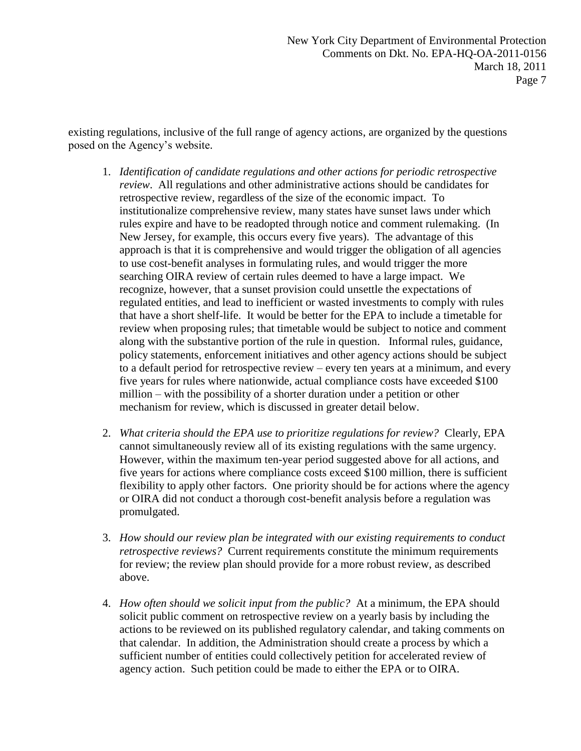existing regulations, inclusive of the full range of agency actions, are organized by the questions posed on the Agency's website.

1. *Identification of candidate regulations and other actions for periodic retrospective review*. All regulations and other administrative actions should be candidates for retrospective review, regardless of the size of the economic impact. To institutionalize comprehensive review, many states have sunset laws under which rules expire and have to be readopted through notice and comment rulemaking. (In New Jersey, for example, this occurs every five years). The advantage of this approach is that it is comprehensive and would trigger the obligation of all agencies to use cost-benefit analyses in formulating rules, and would trigger the more searching OIRA review of certain rules deemed to have a large impact. We recognize, however, that a sunset provision could unsettle the expectations of regulated entities, and lead to inefficient or wasted investments to comply with rules that have a short shelf-life. It would be better for the EPA to include a timetable for review when proposing rules; that timetable would be subject to notice and comment along with the substantive portion of the rule in question. Informal rules, guidance, policy statements, enforcement initiatives and other agency actions should be subject to a default period for retrospective review – every ten years at a minimum, and every five years for rules where nationwide, actual compliance costs have exceeded $100 million – with the possibility of a shorter duration under a petition or other mechanism for review, which is discussed in greater detail below.

2. *What criteria should the EPA use to prioritize regulations for review?* Clearly, EPA cannot simultaneously review all of its existing regulations with the same urgency. However, within the maximum ten-year period suggested above for all actions, and five years for actions where compliance costs exceed $100 million, there is sufficient flexibility to apply other factors. One priority should be for actions where the agency or OIRA did not conduct a thorough cost-benefit analysis before a regulation was promulgated.

3. *How should our review plan be integrated with our existing requirements to conduct retrospective reviews?* Current requirements constitute the minimum requirements for review; the review plan should provide for a more robust review, as described above.

4. *How often should we solicit input from the public?* At a minimum, the EPA should solicit public comment on retrospective review on a yearly basis by including the actions to be reviewed on its published regulatory calendar, and taking comments on that calendar. In addition, the Administration should create a process by which a sufficient number of entities could collectively petition for accelerated review of agency action. Such petition could be made to either the EPA or to OIRA.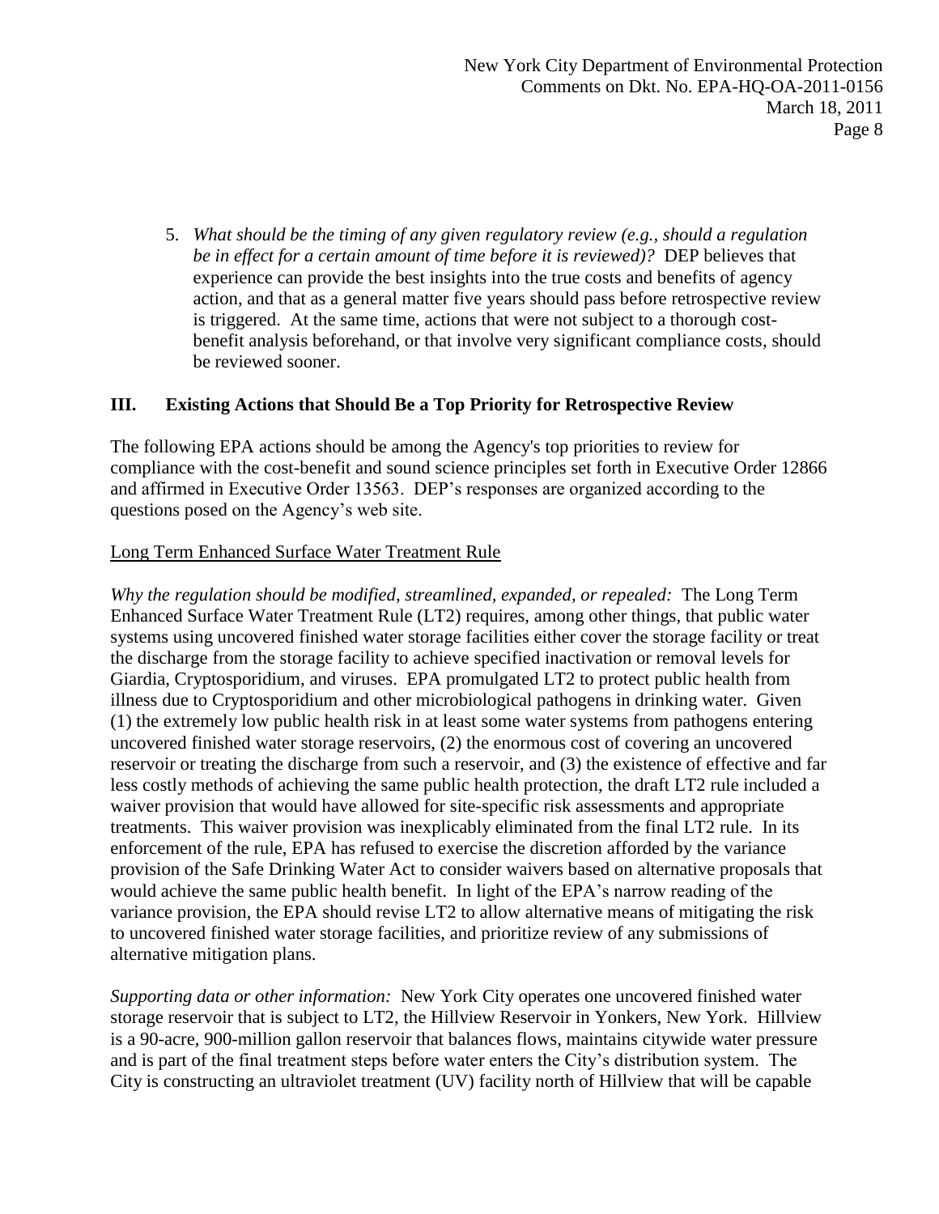5. *What should be the timing of any given regulatory review (e.g., should a regulation be in effect for a certain amount of time before it is reviewed)?* DEP believes that experience can provide the best insights into the true costs and benefits of agency action, and that as a general matter five years should pass before retrospective review is triggered. At the same time, actions that were not subject to a thorough cost-benefit analysis beforehand, or that involve very significant compliance costs, should be reviewed sooner.

## III. Existing Actions that Should Be a Top Priority for Retrospective Review

The following EPA actions should be among the Agency's top priorities to review for compliance with the cost-benefit and sound science principles set forth in Executive Order 12866 and affirmed in Executive Order 13563. DEP's responses are organized according to the questions posed on the Agency's web site.

<u>Long Term Enhanced Surface Water Treatment Rule</u>

*Why the regulation should be modified, streamlined, expanded, or repealed:* The Long Term Enhanced Surface Water Treatment Rule (LT2) requires, among other things, that public water systems using uncovered finished water storage facilities either cover the storage facility or treat the discharge from the storage facility to achieve specified inactivation or removal levels for Giardia, Cryptosporidium, and viruses. EPA promulgated LT2 to protect public health from illness due to Cryptosporidium and other microbiological pathogens in drinking water. Given (1) the extremely low public health risk in at least some water systems from pathogens entering uncovered finished water storage reservoirs, (2) the enormous cost of covering an uncovered reservoir or treating the discharge from such a reservoir, and (3) the existence of effective and far less costly methods of achieving the same public health protection, the draft LT2 rule included a waiver provision that would have allowed for site-specific risk assessments and appropriate treatments. This waiver provision was inexplicably eliminated from the final LT2 rule. In its enforcement of the rule, EPA has refused to exercise the discretion afforded by the variance provision of the Safe Drinking Water Act to consider waivers based on alternative proposals that would achieve the same public health benefit. In light of the EPA's narrow reading of the variance provision, the EPA should revise LT2 to allow alternative means of mitigating the risk to uncovered finished water storage facilities, and prioritize review of any submissions of alternative mitigation plans.

*Supporting data or other information:* New York City operates one uncovered finished water storage reservoir that is subject to LT2, the Hillview Reservoir in Yonkers, New York. Hillview is a 90-acre, 900-million gallon reservoir that balances flows, maintains citywide water pressure and is part of the final treatment steps before water enters the City's distribution system. The City is constructing an ultraviolet treatment (UV) facility north of Hillview that will be capable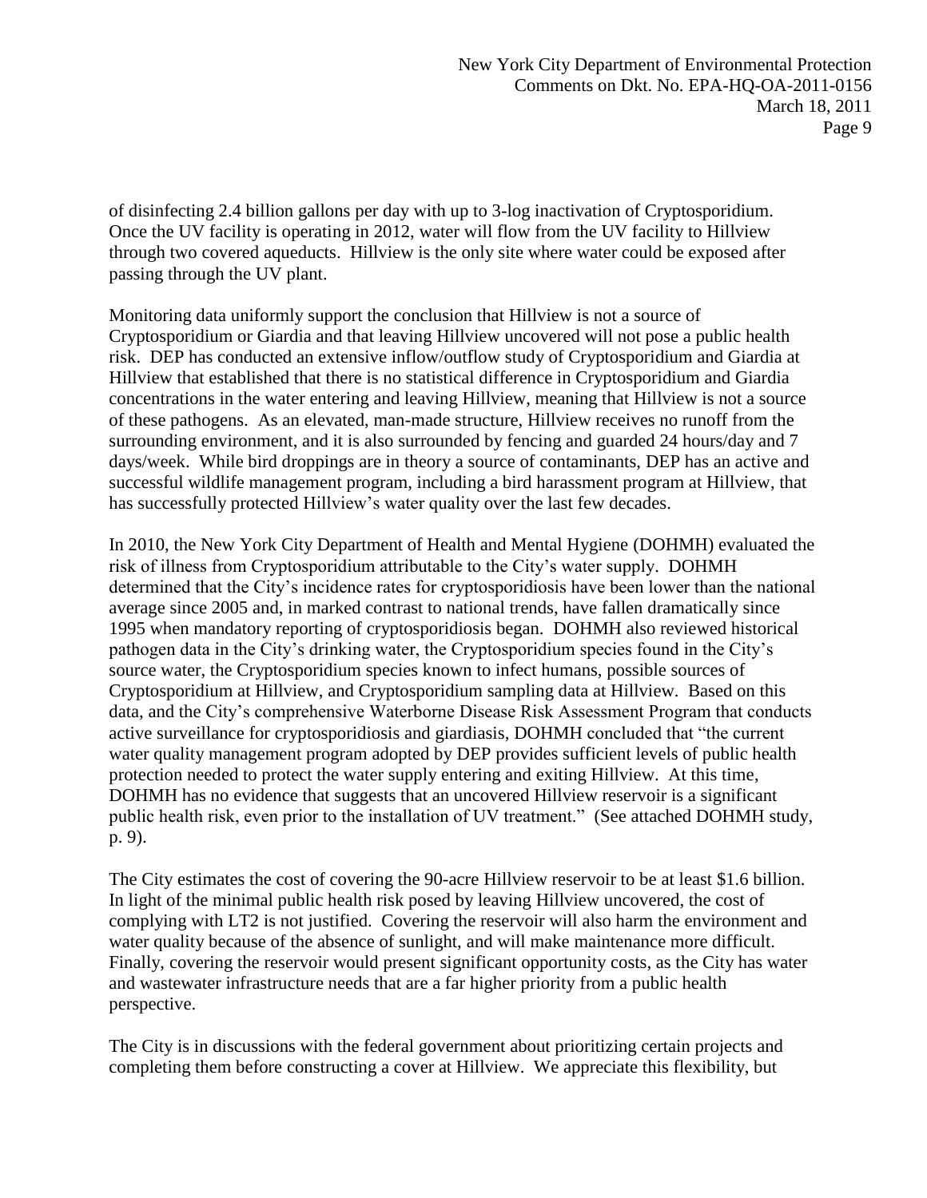of disinfecting 2.4 billion gallons per day with up to 3-log inactivation of Cryptosporidium. Once the UV facility is operating in 2012, water will flow from the UV facility to Hillview through two covered aqueducts. Hillview is the only site where water could be exposed after passing through the UV plant.

Monitoring data uniformly support the conclusion that Hillview is not a source of Cryptosporidium or Giardia and that leaving Hillview uncovered will not pose a public health risk. DEP has conducted an extensive inflow/outflow study of Cryptosporidium and Giardia at Hillview that established that there is no statistical difference in Cryptosporidium and Giardia concentrations in the water entering and leaving Hillview, meaning that Hillview is not a source of these pathogens. As an elevated, man-made structure, Hillview receives no runoff from the surrounding environment, and it is also surrounded by fencing and guarded 24 hours/day and 7 days/week. While bird droppings are in theory a source of contaminants, DEP has an active and successful wildlife management program, including a bird harassment program at Hillview, that has successfully protected Hillview's water quality over the last few decades.

In 2010, the New York City Department of Health and Mental Hygiene (DOHMH) evaluated the risk of illness from Cryptosporidium attributable to the City's water supply. DOHMH determined that the City's incidence rates for cryptosporidiosis have been lower than the national average since 2005 and, in marked contrast to national trends, have fallen dramatically since 1995 when mandatory reporting of cryptosporidiosis began. DOHMH also reviewed historical pathogen data in the City's drinking water, the Cryptosporidium species found in the City's source water, the Cryptosporidium species known to infect humans, possible sources of Cryptosporidium at Hillview, and Cryptosporidium sampling data at Hillview. Based on this data, and the City's comprehensive Waterborne Disease Risk Assessment Program that conducts active surveillance for cryptosporidiosis and giardiasis, DOHMH concluded that "the current water quality management program adopted by DEP provides sufficient levels of public health protection needed to protect the water supply entering and exiting Hillview. At this time, DOHMH has no evidence that suggests that an uncovered Hillview reservoir is a significant public health risk, even prior to the installation of UV treatment." (See attached DOHMH study, p. 9).

The City estimates the cost of covering the 90-acre Hillview reservoir to be at least $1.6 billion. In light of the minimal public health risk posed by leaving Hillview uncovered, the cost of complying with LT2 is not justified. Covering the reservoir will also harm the environment and water quality because of the absence of sunlight, and will make maintenance more difficult. Finally, covering the reservoir would present significant opportunity costs, as the City has water and wastewater infrastructure needs that are a far higher priority from a public health perspective.

The City is in discussions with the federal government about prioritizing certain projects and completing them before constructing a cover at Hillview. We appreciate this flexibility, but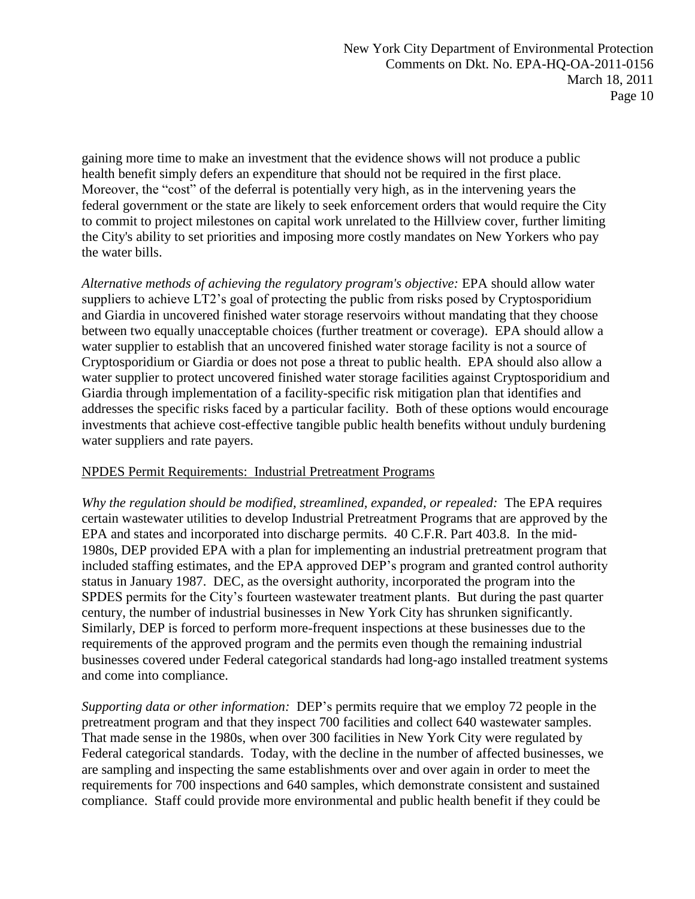gaining more time to make an investment that the evidence shows will not produce a public health benefit simply defers an expenditure that should not be required in the first place. Moreover, the "cost" of the deferral is potentially very high, as in the intervening years the federal government or the state are likely to seek enforcement orders that would require the City to commit to project milestones on capital work unrelated to the Hillview cover, further limiting the City's ability to set priorities and imposing more costly mandates on New Yorkers who pay the water bills.

*Alternative methods of achieving the regulatory program's objective:* EPA should allow water suppliers to achieve LT2's goal of protecting the public from risks posed by Cryptosporidium and Giardia in uncovered finished water storage reservoirs without mandating that they choose between two equally unacceptable choices (further treatment or coverage). EPA should allow a water supplier to establish that an uncovered finished water storage facility is not a source of Cryptosporidium or Giardia or does not pose a threat to public health. EPA should also allow a water supplier to protect uncovered finished water storage facilities against Cryptosporidium and Giardia through implementation of a facility-specific risk mitigation plan that identifies and addresses the specific risks faced by a particular facility. Both of these options would encourage investments that achieve cost-effective tangible public health benefits without unduly burdening water suppliers and rate payers.

<u>NPDES Permit Requirements: Industrial Pretreatment Programs</u>

*Why the regulation should be modified, streamlined, expanded, or repealed:* The EPA requires certain wastewater utilities to develop Industrial Pretreatment Programs that are approved by the EPA and states and incorporated into discharge permits. 40 C.F.R. Part 403.8. In the mid-1980s, DEP provided EPA with a plan for implementing an industrial pretreatment program that included staffing estimates, and the EPA approved DEP's program and granted control authority status in January 1987. DEC, as the oversight authority, incorporated the program into the SPDES permits for the City's fourteen wastewater treatment plants. But during the past quarter century, the number of industrial businesses in New York City has shrunken significantly. Similarly, DEP is forced to perform more-frequent inspections at these businesses due to the requirements of the approved program and the permits even though the remaining industrial businesses covered under Federal categorical standards had long-ago installed treatment systems and come into compliance.

*Supporting data or other information:* DEP's permits require that we employ 72 people in the pretreatment program and that they inspect 700 facilities and collect 640 wastewater samples. That made sense in the 1980s, when over 300 facilities in New York City were regulated by Federal categorical standards. Today, with the decline in the number of affected businesses, we are sampling and inspecting the same establishments over and over again in order to meet the requirements for 700 inspections and 640 samples, which demonstrate consistent and sustained compliance. Staff could provide more environmental and public health benefit if they could be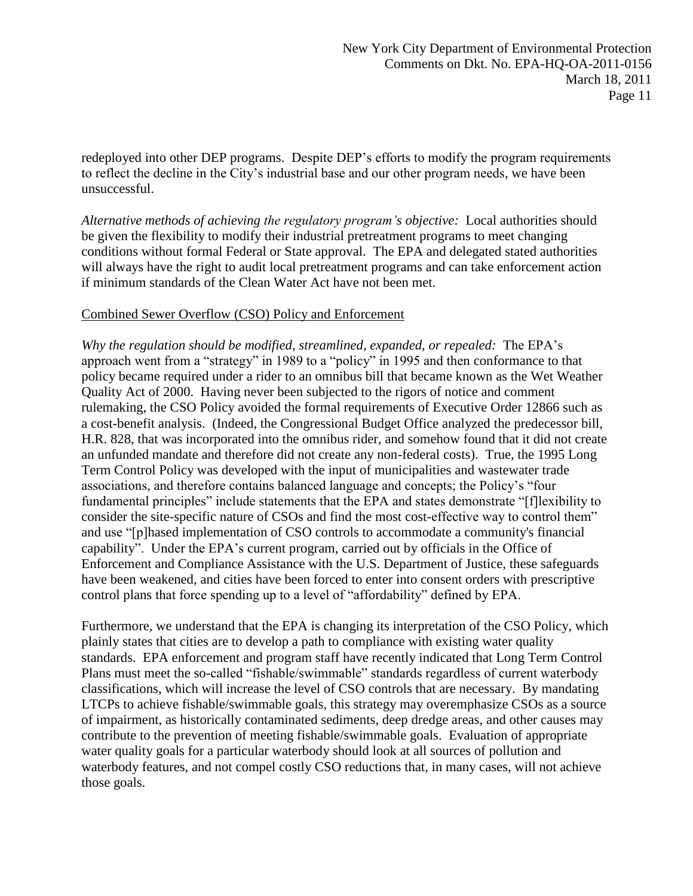redeployed into other DEP programs. Despite DEP's efforts to modify the program requirements to reflect the decline in the City's industrial base and our other program needs, we have been unsuccessful.

*Alternative methods of achieving the regulatory program's objective:* Local authorities should be given the flexibility to modify their industrial pretreatment programs to meet changing conditions without formal Federal or State approval. The EPA and delegated stated authorities will always have the right to audit local pretreatment programs and can take enforcement action if minimum standards of the Clean Water Act have not been met.

<u>Combined Sewer Overflow (CSO) Policy and Enforcement</u>

*Why the regulation should be modified, streamlined, expanded, or repealed:* The EPA's approach went from a "strategy" in 1989 to a "policy" in 1995 and then conformance to that policy became required under a rider to an omnibus bill that became known as the Wet Weather Quality Act of 2000. Having never been subjected to the rigors of notice and comment rulemaking, the CSO Policy avoided the formal requirements of Executive Order 12866 such as a cost-benefit analysis. (Indeed, the Congressional Budget Office analyzed the predecessor bill, H.R. 828, that was incorporated into the omnibus rider, and somehow found that it did not create an unfunded mandate and therefore did not create any non-federal costs). True, the 1995 Long Term Control Policy was developed with the input of municipalities and wastewater trade associations, and therefore contains balanced language and concepts; the Policy's "four fundamental principles" include statements that the EPA and states demonstrate "[f]lexibility to consider the site-specific nature of CSOs and find the most cost-effective way to control them" and use "[p]hased implementation of CSO controls to accommodate a community's financial capability". Under the EPA's current program, carried out by officials in the Office of Enforcement and Compliance Assistance with the U.S. Department of Justice, these safeguards have been weakened, and cities have been forced to enter into consent orders with prescriptive control plans that force spending up to a level of "affordability" defined by EPA.

Furthermore, we understand that the EPA is changing its interpretation of the CSO Policy, which plainly states that cities are to develop a path to compliance with existing water quality standards. EPA enforcement and program staff have recently indicated that Long Term Control Plans must meet the so-called "fishable/swimmable" standards regardless of current waterbody classifications, which will increase the level of CSO controls that are necessary. By mandating LTCPs to achieve fishable/swimmable goals, this strategy may overemphasize CSOs as a source of impairment, as historically contaminated sediments, deep dredge areas, and other causes may contribute to the prevention of meeting fishable/swimmable goals. Evaluation of appropriate water quality goals for a particular waterbody should look at all sources of pollution and waterbody features, and not compel costly CSO reductions that, in many cases, will not achieve those goals.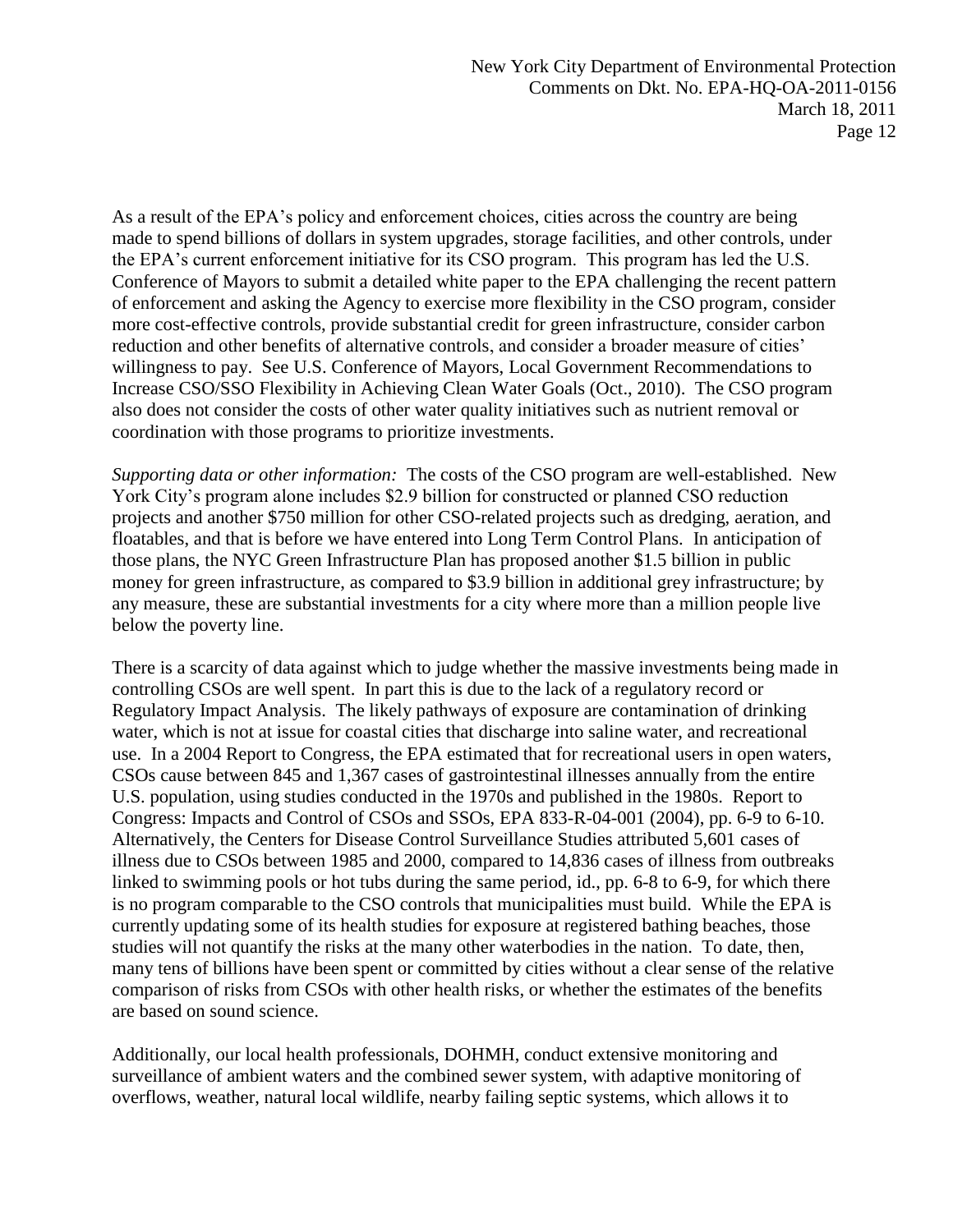As a result of the EPA's policy and enforcement choices, cities across the country are being made to spend billions of dollars in system upgrades, storage facilities, and other controls, under the EPA's current enforcement initiative for its CSO program. This program has led the U.S. Conference of Mayors to submit a detailed white paper to the EPA challenging the recent pattern of enforcement and asking the Agency to exercise more flexibility in the CSO program, consider more cost-effective controls, provide substantial credit for green infrastructure, consider carbon reduction and other benefits of alternative controls, and consider a broader measure of cities' willingness to pay. See U.S. Conference of Mayors, Local Government Recommendations to Increase CSO/SSO Flexibility in Achieving Clean Water Goals (Oct., 2010). The CSO program also does not consider the costs of other water quality initiatives such as nutrient removal or coordination with those programs to prioritize investments.

*Supporting data or other information:* The costs of the CSO program are well-established. New York City's program alone includes $2.9 billion for constructed or planned CSO reduction projects and another $750 million for other CSO-related projects such as dredging, aeration, and floatables, and that is before we have entered into Long Term Control Plans. In anticipation of those plans, the NYC Green Infrastructure Plan has proposed another $1.5 billion in public money for green infrastructure, as compared to $3.9 billion in additional grey infrastructure; by any measure, these are substantial investments for a city where more than a million people live below the poverty line.

There is a scarcity of data against which to judge whether the massive investments being made in controlling CSOs are well spent. In part this is due to the lack of a regulatory record or Regulatory Impact Analysis. The likely pathways of exposure are contamination of drinking water, which is not at issue for coastal cities that discharge into saline water, and recreational use. In a 2004 Report to Congress, the EPA estimated that for recreational users in open waters, CSOs cause between 845 and 1,367 cases of gastrointestinal illnesses annually from the entire U.S. population, using studies conducted in the 1970s and published in the 1980s. Report to Congress: Impacts and Control of CSOs and SSOs, EPA 833-R-04-001 (2004), pp. 6-9 to 6-10. Alternatively, the Centers for Disease Control Surveillance Studies attributed 5,601 cases of illness due to CSOs between 1985 and 2000, compared to 14,836 cases of illness from outbreaks linked to swimming pools or hot tubs during the same period, id., pp. 6-8 to 6-9, for which there is no program comparable to the CSO controls that municipalities must build. While the EPA is currently updating some of its health studies for exposure at registered bathing beaches, those studies will not quantify the risks at the many other waterbodies in the nation. To date, then, many tens of billions have been spent or committed by cities without a clear sense of the relative comparison of risks from CSOs with other health risks, or whether the estimates of the benefits are based on sound science.

Additionally, our local health professionals, DOHMH, conduct extensive monitoring and surveillance of ambient waters and the combined sewer system, with adaptive monitoring of overflows, weather, natural local wildlife, nearby failing septic systems, which allows it to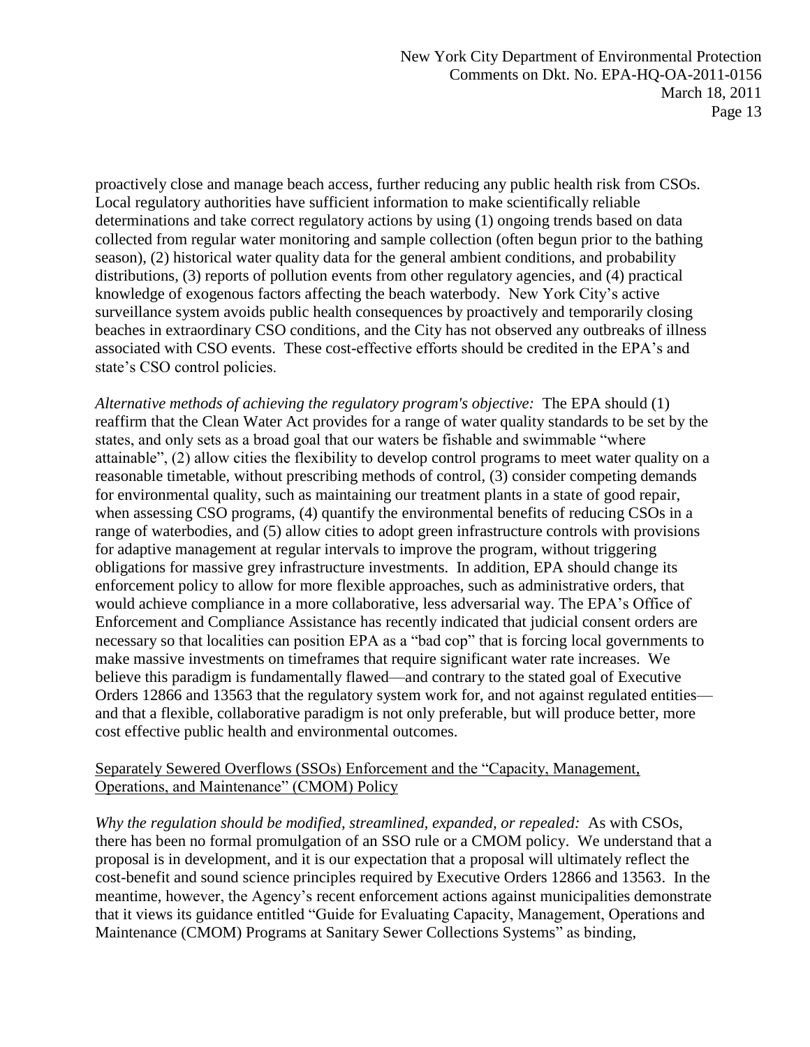proactively close and manage beach access, further reducing any public health risk from CSOs. Local regulatory authorities have sufficient information to make scientifically reliable determinations and take correct regulatory actions by using (1) ongoing trends based on data collected from regular water monitoring and sample collection (often begun prior to the bathing season), (2) historical water quality data for the general ambient conditions, and probability distributions, (3) reports of pollution events from other regulatory agencies, and (4) practical knowledge of exogenous factors affecting the beach waterbody. New York City's active surveillance system avoids public health consequences by proactively and temporarily closing beaches in extraordinary CSO conditions, and the City has not observed any outbreaks of illness associated with CSO events. These cost-effective efforts should be credited in the EPA's and state's CSO control policies.

*Alternative methods of achieving the regulatory program's objective:* The EPA should (1) reaffirm that the Clean Water Act provides for a range of water quality standards to be set by the states, and only sets as a broad goal that our waters be fishable and swimmable "where attainable", (2) allow cities the flexibility to develop control programs to meet water quality on a reasonable timetable, without prescribing methods of control, (3) consider competing demands for environmental quality, such as maintaining our treatment plants in a state of good repair, when assessing CSO programs, (4) quantify the environmental benefits of reducing CSOs in a range of waterbodies, and (5) allow cities to adopt green infrastructure controls with provisions for adaptive management at regular intervals to improve the program, without triggering obligations for massive grey infrastructure investments. In addition, EPA should change its enforcement policy to allow for more flexible approaches, such as administrative orders, that would achieve compliance in a more collaborative, less adversarial way. The EPA's Office of Enforcement and Compliance Assistance has recently indicated that judicial consent orders are necessary so that localities can position EPA as a "bad cop" that is forcing local governments to make massive investments on timeframes that require significant water rate increases. We believe this paradigm is fundamentally flawed—and contrary to the stated goal of Executive Orders 12866 and 13563 that the regulatory system work for, and not against regulated entities—and that a flexible, collaborative paradigm is not only preferable, but will produce better, more cost effective public health and environmental outcomes.

<u>Separately Sewered Overflows (SSOs) Enforcement and the "Capacity, Management, Operations, and Maintenance" (CMOM) Policy</u>

*Why the regulation should be modified, streamlined, expanded, or repealed:* As with CSOs, there has been no formal promulgation of an SSO rule or a CMOM policy. We understand that a proposal is in development, and it is our expectation that a proposal will ultimately reflect the cost-benefit and sound science principles required by Executive Orders 12866 and 13563. In the meantime, however, the Agency's recent enforcement actions against municipalities demonstrate that it views its guidance entitled "Guide for Evaluating Capacity, Management, Operations and Maintenance (CMOM) Programs at Sanitary Sewer Collections Systems" as binding,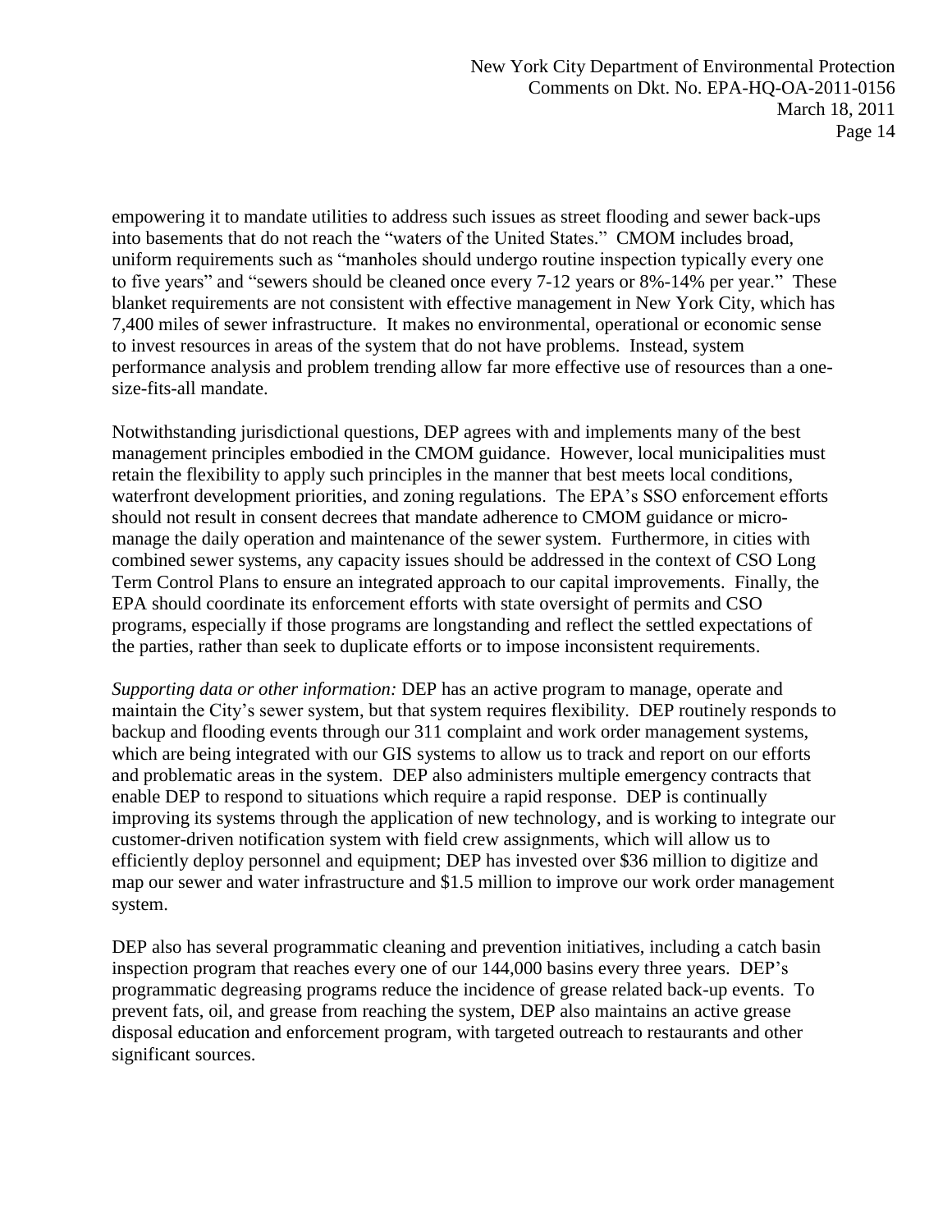empowering it to mandate utilities to address such issues as street flooding and sewer back-ups into basements that do not reach the "waters of the United States." CMOM includes broad, uniform requirements such as "manholes should undergo routine inspection typically every one to five years" and "sewers should be cleaned once every 7-12 years or 8%-14% per year." These blanket requirements are not consistent with effective management in New York City, which has 7,400 miles of sewer infrastructure. It makes no environmental, operational or economic sense to invest resources in areas of the system that do not have problems. Instead, system performance analysis and problem trending allow far more effective use of resources than a one-size-fits-all mandate.

Notwithstanding jurisdictional questions, DEP agrees with and implements many of the best management principles embodied in the CMOM guidance. However, local municipalities must retain the flexibility to apply such principles in the manner that best meets local conditions, waterfront development priorities, and zoning regulations. The EPA's SSO enforcement efforts should not result in consent decrees that mandate adherence to CMOM guidance or micro-manage the daily operation and maintenance of the sewer system. Furthermore, in cities with combined sewer systems, any capacity issues should be addressed in the context of CSO Long Term Control Plans to ensure an integrated approach to our capital improvements. Finally, the EPA should coordinate its enforcement efforts with state oversight of permits and CSO programs, especially if those programs are longstanding and reflect the settled expectations of the parties, rather than seek to duplicate efforts or to impose inconsistent requirements.

*Supporting data or other information:* DEP has an active program to manage, operate and maintain the City's sewer system, but that system requires flexibility. DEP routinely responds to backup and flooding events through our 311 complaint and work order management systems, which are being integrated with our GIS systems to allow us to track and report on our efforts and problematic areas in the system. DEP also administers multiple emergency contracts that enable DEP to respond to situations which require a rapid response. DEP is continually improving its systems through the application of new technology, and is working to integrate our customer-driven notification system with field crew assignments, which will allow us to efficiently deploy personnel and equipment; DEP has invested over $36 million to digitize and map our sewer and water infrastructure and $1.5 million to improve our work order management system.

DEP also has several programmatic cleaning and prevention initiatives, including a catch basin inspection program that reaches every one of our 144,000 basins every three years. DEP's programmatic degreasing programs reduce the incidence of grease related back-up events. To prevent fats, oil, and grease from reaching the system, DEP also maintains an active grease disposal education and enforcement program, with targeted outreach to restaurants and other significant sources.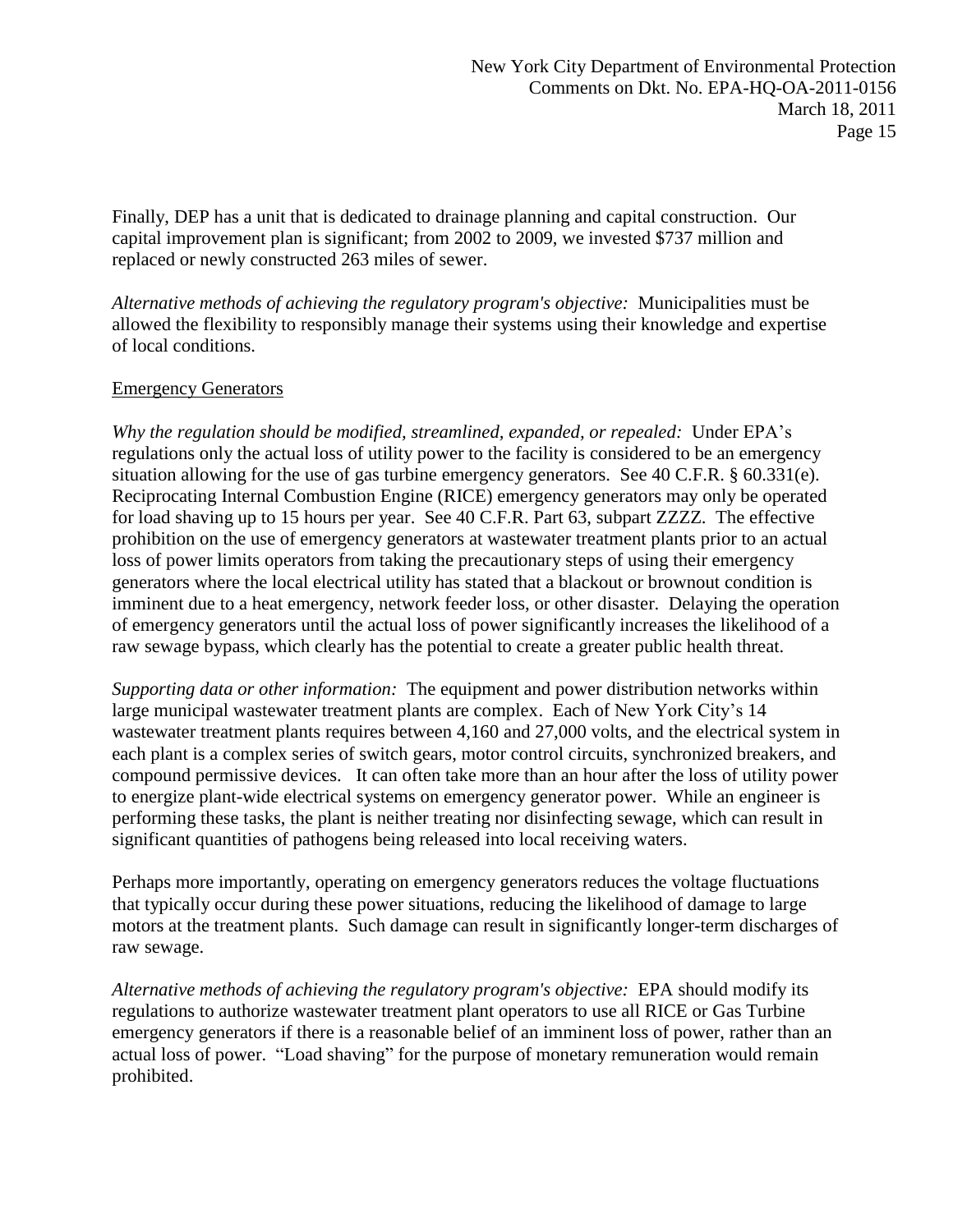Finally, DEP has a unit that is dedicated to drainage planning and capital construction. Our capital improvement plan is significant; from 2002 to 2009, we invested $737 million and replaced or newly constructed 263 miles of sewer.

*Alternative methods of achieving the regulatory program's objective:* Municipalities must be allowed the flexibility to responsibly manage their systems using their knowledge and expertise of local conditions.

<u>Emergency Generators</u>

*Why the regulation should be modified, streamlined, expanded, or repealed:* Under EPA's regulations only the actual loss of utility power to the facility is considered to be an emergency situation allowing for the use of gas turbine emergency generators. See 40 C.F.R. § 60.331(e). Reciprocating Internal Combustion Engine (RICE) emergency generators may only be operated for load shaving up to 15 hours per year. See 40 C.F.R. Part 63, subpart ZZZZ. The effective prohibition on the use of emergency generators at wastewater treatment plants prior to an actual loss of power limits operators from taking the precautionary steps of using their emergency generators where the local electrical utility has stated that a blackout or brownout condition is imminent due to a heat emergency, network feeder loss, or other disaster. Delaying the operation of emergency generators until the actual loss of power significantly increases the likelihood of a raw sewage bypass, which clearly has the potential to create a greater public health threat.

*Supporting data or other information:* The equipment and power distribution networks within large municipal wastewater treatment plants are complex. Each of New York City's 14 wastewater treatment plants requires between 4,160 and 27,000 volts, and the electrical system in each plant is a complex series of switch gears, motor control circuits, synchronized breakers, and compound permissive devices. It can often take more than an hour after the loss of utility power to energize plant-wide electrical systems on emergency generator power. While an engineer is performing these tasks, the plant is neither treating nor disinfecting sewage, which can result in significant quantities of pathogens being released into local receiving waters.

Perhaps more importantly, operating on emergency generators reduces the voltage fluctuations that typically occur during these power situations, reducing the likelihood of damage to large motors at the treatment plants. Such damage can result in significantly longer-term discharges of raw sewage.

*Alternative methods of achieving the regulatory program's objective:* EPA should modify its regulations to authorize wastewater treatment plant operators to use all RICE or Gas Turbine emergency generators if there is a reasonable belief of an imminent loss of power, rather than an actual loss of power. "Load shaving" for the purpose of monetary remuneration would remain prohibited.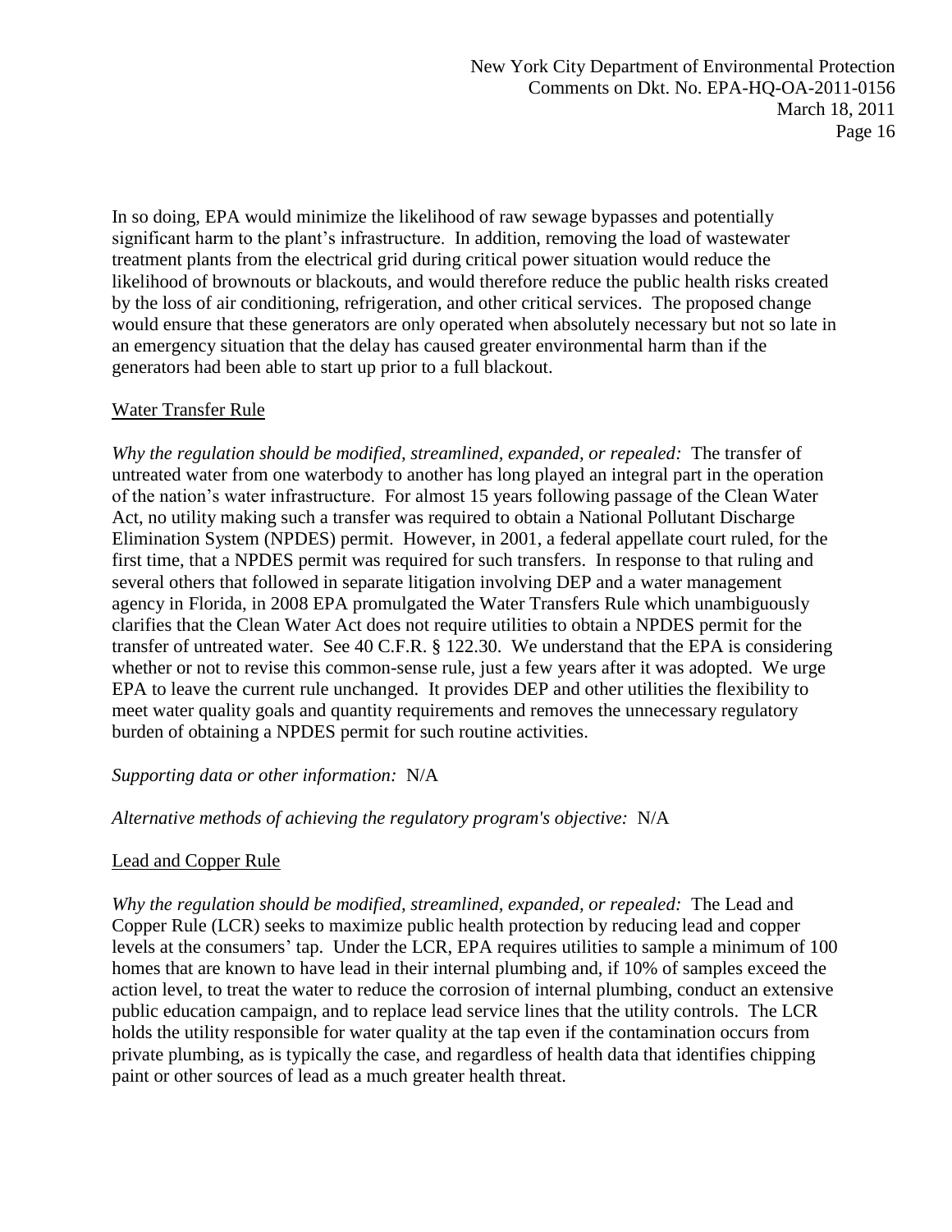In so doing, EPA would minimize the likelihood of raw sewage bypasses and potentially significant harm to the plant's infrastructure. In addition, removing the load of wastewater treatment plants from the electrical grid during critical power situation would reduce the likelihood of brownouts or blackouts, and would therefore reduce the public health risks created by the loss of air conditioning, refrigeration, and other critical services. The proposed change would ensure that these generators are only operated when absolutely necessary but not so late in an emergency situation that the delay has caused greater environmental harm than if the generators had been able to start up prior to a full blackout.

<u>Water Transfer Rule</u>

*Why the regulation should be modified, streamlined, expanded, or repealed:* The transfer of untreated water from one waterbody to another has long played an integral part in the operation of the nation's water infrastructure. For almost 15 years following passage of the Clean Water Act, no utility making such a transfer was required to obtain a National Pollutant Discharge Elimination System (NPDES) permit. However, in 2001, a federal appellate court ruled, for the first time, that a NPDES permit was required for such transfers. In response to that ruling and several others that followed in separate litigation involving DEP and a water management agency in Florida, in 2008 EPA promulgated the Water Transfers Rule which unambiguously clarifies that the Clean Water Act does not require utilities to obtain a NPDES permit for the transfer of untreated water. See 40 C.F.R. § 122.30. We understand that the EPA is considering whether or not to revise this common-sense rule, just a few years after it was adopted. We urge EPA to leave the current rule unchanged. It provides DEP and other utilities the flexibility to meet water quality goals and quantity requirements and removes the unnecessary regulatory burden of obtaining a NPDES permit for such routine activities.

*Supporting data or other information:* N/A

*Alternative methods of achieving the regulatory program's objective:* N/A

<u>Lead and Copper Rule</u>

*Why the regulation should be modified, streamlined, expanded, or repealed:* The Lead and Copper Rule (LCR) seeks to maximize public health protection by reducing lead and copper levels at the consumers' tap. Under the LCR, EPA requires utilities to sample a minimum of 100 homes that are known to have lead in their internal plumbing and, if 10% of samples exceed the action level, to treat the water to reduce the corrosion of internal plumbing, conduct an extensive public education campaign, and to replace lead service lines that the utility controls. The LCR holds the utility responsible for water quality at the tap even if the contamination occurs from private plumbing, as is typically the case, and regardless of health data that identifies chipping paint or other sources of lead as a much greater health threat.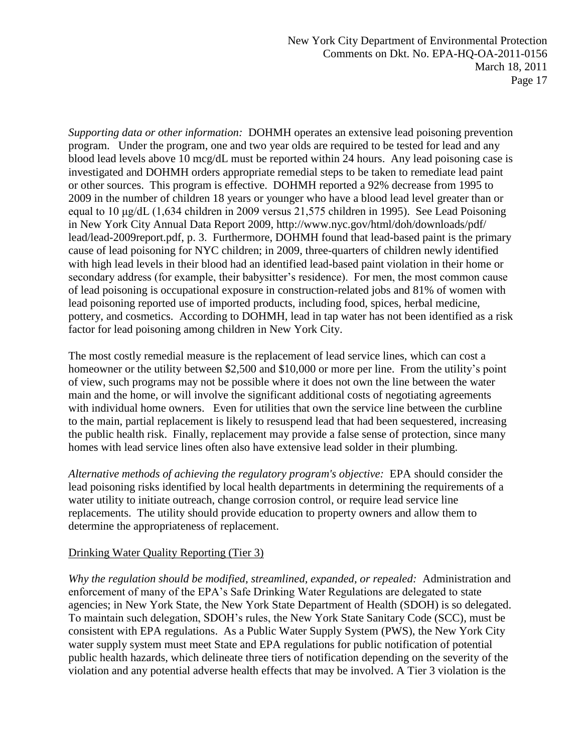*Supporting data or other information:* DOHMH operates an extensive lead poisoning prevention program. Under the program, one and two year olds are required to be tested for lead and any blood lead levels above 10 mcg/dL must be reported within 24 hours. Any lead poisoning case is investigated and DOHMH orders appropriate remedial steps to be taken to remediate lead paint or other sources. This program is effective. DOHMH reported a 92% decrease from 1995 to 2009 in the number of children 18 years or younger who have a blood lead level greater than or equal to 10 µg/dL (1,634 children in 2009 versus 21,575 children in 1995). See Lead Poisoning in New York City Annual Data Report 2009, http://www.nyc.gov/html/doh/downloads/pdf/lead/lead-2009report.pdf, p. 3. Furthermore, DOHMH found that lead-based paint is the primary cause of lead poisoning for NYC children; in 2009, three-quarters of children newly identified with high lead levels in their blood had an identified lead-based paint violation in their home or secondary address (for example, their babysitter's residence). For men, the most common cause of lead poisoning is occupational exposure in construction-related jobs and 81% of women with lead poisoning reported use of imported products, including food, spices, herbal medicine, pottery, and cosmetics. According to DOHMH, lead in tap water has not been identified as a risk factor for lead poisoning among children in New York City.

The most costly remedial measure is the replacement of lead service lines, which can cost a homeowner or the utility between \$2,500 and \$10,000 or more per line. From the utility's point of view, such programs may not be possible where it does not own the line between the water main and the home, or will involve the significant additional costs of negotiating agreements with individual home owners. Even for utilities that own the service line between the curbline to the main, partial replacement is likely to resuspend lead that had been sequestered, increasing the public health risk. Finally, replacement may provide a false sense of protection, since many homes with lead service lines often also have extensive lead solder in their plumbing.

*Alternative methods of achieving the regulatory program's objective:* EPA should consider the lead poisoning risks identified by local health departments in determining the requirements of a water utility to initiate outreach, change corrosion control, or require lead service line replacements. The utility should provide education to property owners and allow them to determine the appropriateness of replacement.

<u>Drinking Water Quality Reporting (Tier 3)</u>

*Why the regulation should be modified, streamlined, expanded, or repealed:* Administration and enforcement of many of the EPA's Safe Drinking Water Regulations are delegated to state agencies; in New York State, the New York State Department of Health (SDOH) is so delegated. To maintain such delegation, SDOH's rules, the New York State Sanitary Code (SCC), must be consistent with EPA regulations. As a Public Water Supply System (PWS), the New York City water supply system must meet State and EPA regulations for public notification of potential public health hazards, which delineate three tiers of notification depending on the severity of the violation and any potential adverse health effects that may be involved. A Tier 3 violation is the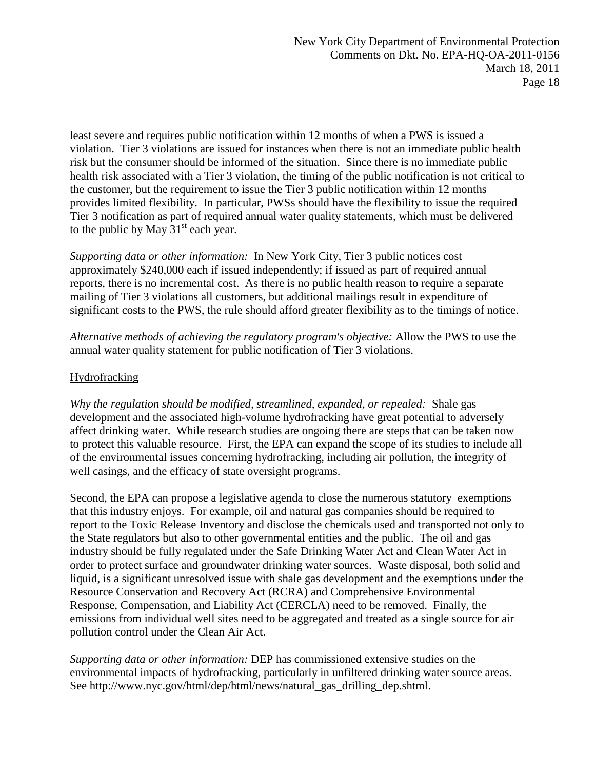least severe and requires public notification within 12 months of when a PWS is issued a violation. Tier 3 violations are issued for instances when there is not an immediate public health risk but the consumer should be informed of the situation. Since there is no immediate public health risk associated with a Tier 3 violation, the timing of the public notification is not critical to the customer, but the requirement to issue the Tier 3 public notification within 12 months provides limited flexibility. In particular, PWSs should have the flexibility to issue the required Tier 3 notification as part of required annual water quality statements, which must be delivered to the public by May 31st each year.

*Supporting data or other information:* In New York City, Tier 3 public notices cost approximately $240,000 each if issued independently; if issued as part of required annual reports, there is no incremental cost. As there is no public health reason to require a separate mailing of Tier 3 violations all customers, but additional mailings result in expenditure of significant costs to the PWS, the rule should afford greater flexibility as to the timings of notice.

*Alternative methods of achieving the regulatory program's objective:* Allow the PWS to use the annual water quality statement for public notification of Tier 3 violations.

Hydrofracking

*Why the regulation should be modified, streamlined, expanded, or repealed:* Shale gas development and the associated high-volume hydrofracking have great potential to adversely affect drinking water. While research studies are ongoing there are steps that can be taken now to protect this valuable resource. First, the EPA can expand the scope of its studies to include all of the environmental issues concerning hydrofracking, including air pollution, the integrity of well casings, and the efficacy of state oversight programs.

Second, the EPA can propose a legislative agenda to close the numerous statutory exemptions that this industry enjoys. For example, oil and natural gas companies should be required to report to the Toxic Release Inventory and disclose the chemicals used and transported not only to the State regulators but also to other governmental entities and the public. The oil and gas industry should be fully regulated under the Safe Drinking Water Act and Clean Water Act in order to protect surface and groundwater drinking water sources. Waste disposal, both solid and liquid, is a significant unresolved issue with shale gas development and the exemptions under the Resource Conservation and Recovery Act (RCRA) and Comprehensive Environmental Response, Compensation, and Liability Act (CERCLA) need to be removed. Finally, the emissions from individual well sites need to be aggregated and treated as a single source for air pollution control under the Clean Air Act.

*Supporting data or other information:* DEP has commissioned extensive studies on the environmental impacts of hydrofracking, particularly in unfiltered drinking water source areas. See http://www.nyc.gov/html/dep/html/news/natural_gas_drilling_dep.shtml.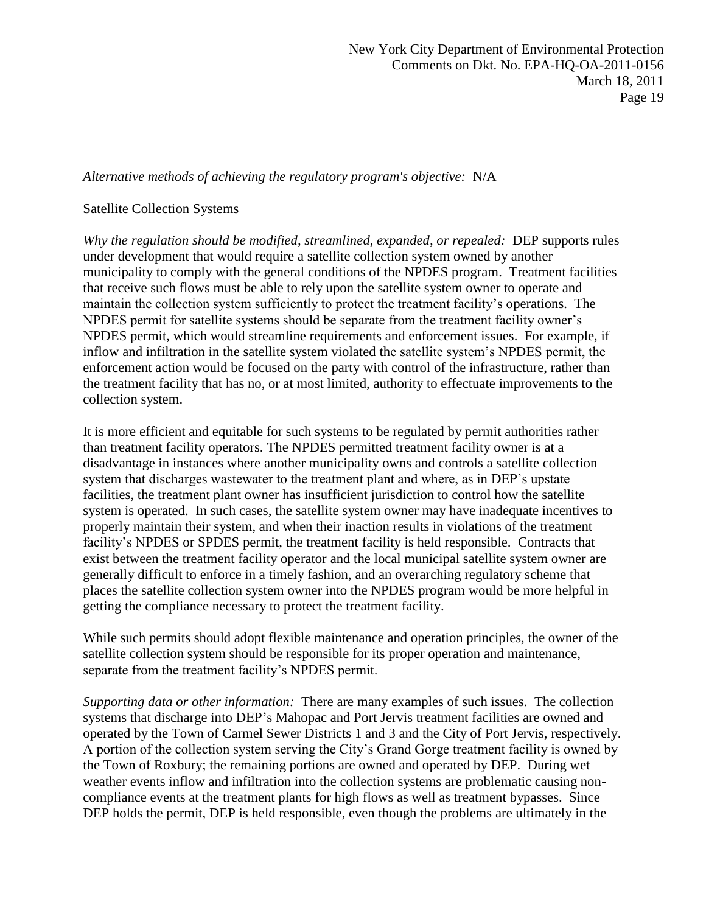*Alternative methods of achieving the regulatory program's objective:* N/A

Satellite Collection Systems

*Why the regulation should be modified, streamlined, expanded, or repealed:* DEP supports rules under development that would require a satellite collection system owned by another municipality to comply with the general conditions of the NPDES program. Treatment facilities that receive such flows must be able to rely upon the satellite system owner to operate and maintain the collection system sufficiently to protect the treatment facility's operations. The NPDES permit for satellite systems should be separate from the treatment facility owner's NPDES permit, which would streamline requirements and enforcement issues. For example, if inflow and infiltration in the satellite system violated the satellite system's NPDES permit, the enforcement action would be focused on the party with control of the infrastructure, rather than the treatment facility that has no, or at most limited, authority to effectuate improvements to the collection system.

It is more efficient and equitable for such systems to be regulated by permit authorities rather than treatment facility operators. The NPDES permitted treatment facility owner is at a disadvantage in instances where another municipality owns and controls a satellite collection system that discharges wastewater to the treatment plant and where, as in DEP's upstate facilities, the treatment plant owner has insufficient jurisdiction to control how the satellite system is operated. In such cases, the satellite system owner may have inadequate incentives to properly maintain their system, and when their inaction results in violations of the treatment facility's NPDES or SPDES permit, the treatment facility is held responsible. Contracts that exist between the treatment facility operator and the local municipal satellite system owner are generally difficult to enforce in a timely fashion, and an overarching regulatory scheme that places the satellite collection system owner into the NPDES program would be more helpful in getting the compliance necessary to protect the treatment facility.

While such permits should adopt flexible maintenance and operation principles, the owner of the satellite collection system should be responsible for its proper operation and maintenance, separate from the treatment facility's NPDES permit.

*Supporting data or other information:* There are many examples of such issues. The collection systems that discharge into DEP's Mahopac and Port Jervis treatment facilities are owned and operated by the Town of Carmel Sewer Districts 1 and 3 and the City of Port Jervis, respectively. A portion of the collection system serving the City's Grand Gorge treatment facility is owned by the Town of Roxbury; the remaining portions are owned and operated by DEP. During wet weather events inflow and infiltration into the collection systems are problematic causing non-compliance events at the treatment plants for high flows as well as treatment bypasses. Since DEP holds the permit, DEP is held responsible, even though the problems are ultimately in the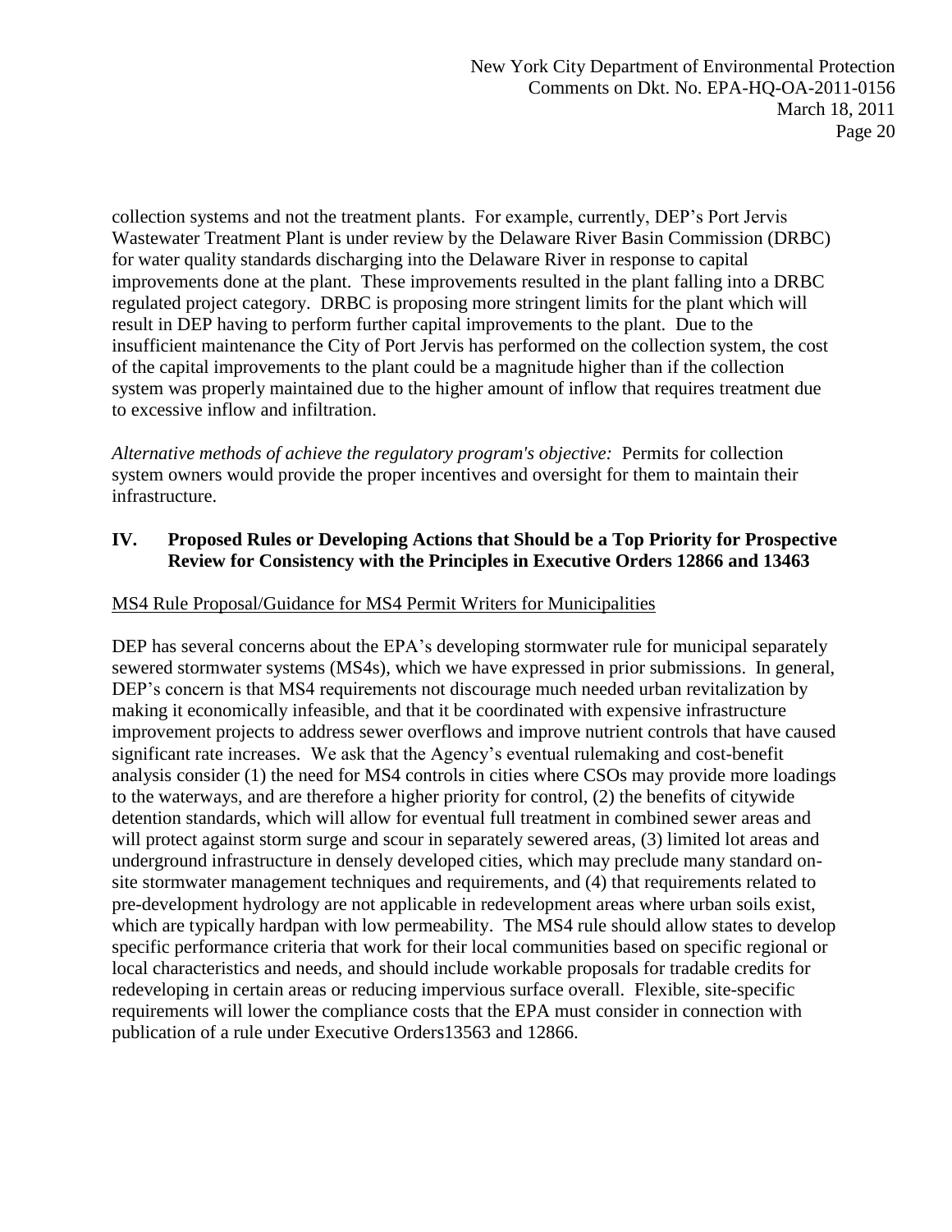collection systems and not the treatment plants. For example, currently, DEP's Port Jervis Wastewater Treatment Plant is under review by the Delaware River Basin Commission (DRBC) for water quality standards discharging into the Delaware River in response to capital improvements done at the plant. These improvements resulted in the plant falling into a DRBC regulated project category. DRBC is proposing more stringent limits for the plant which will result in DEP having to perform further capital improvements to the plant. Due to the insufficient maintenance the City of Port Jervis has performed on the collection system, the cost of the capital improvements to the plant could be a magnitude higher than if the collection system was properly maintained due to the higher amount of inflow that requires treatment due to excessive inflow and infiltration.

*Alternative methods of achieve the regulatory program's objective:* Permits for collection system owners would provide the proper incentives and oversight for them to maintain their infrastructure.

## IV. Proposed Rules or Developing Actions that Should be a Top Priority for Prospective Review for Consistency with the Principles in Executive Orders 12866 and 13463

MS4 Rule Proposal/Guidance for MS4 Permit Writers for Municipalities

DEP has several concerns about the EPA's developing stormwater rule for municipal separately sewered stormwater systems (MS4s), which we have expressed in prior submissions. In general, DEP's concern is that MS4 requirements not discourage much needed urban revitalization by making it economically infeasible, and that it be coordinated with expensive infrastructure improvement projects to address sewer overflows and improve nutrient controls that have caused significant rate increases. We ask that the Agency's eventual rulemaking and cost-benefit analysis consider (1) the need for MS4 controls in cities where CSOs may provide more loadings to the waterways, and are therefore a higher priority for control, (2) the benefits of citywide detention standards, which will allow for eventual full treatment in combined sewer areas and will protect against storm surge and scour in separately sewered areas, (3) limited lot areas and underground infrastructure in densely developed cities, which may preclude many standard on-site stormwater management techniques and requirements, and (4) that requirements related to pre-development hydrology are not applicable in redevelopment areas where urban soils exist, which are typically hardpan with low permeability. The MS4 rule should allow states to develop specific performance criteria that work for their local communities based on specific regional or local characteristics and needs, and should include workable proposals for tradable credits for redeveloping in certain areas or reducing impervious surface overall. Flexible, site-specific requirements will lower the compliance costs that the EPA must consider in connection with publication of a rule under Executive Orders13563 and 12866.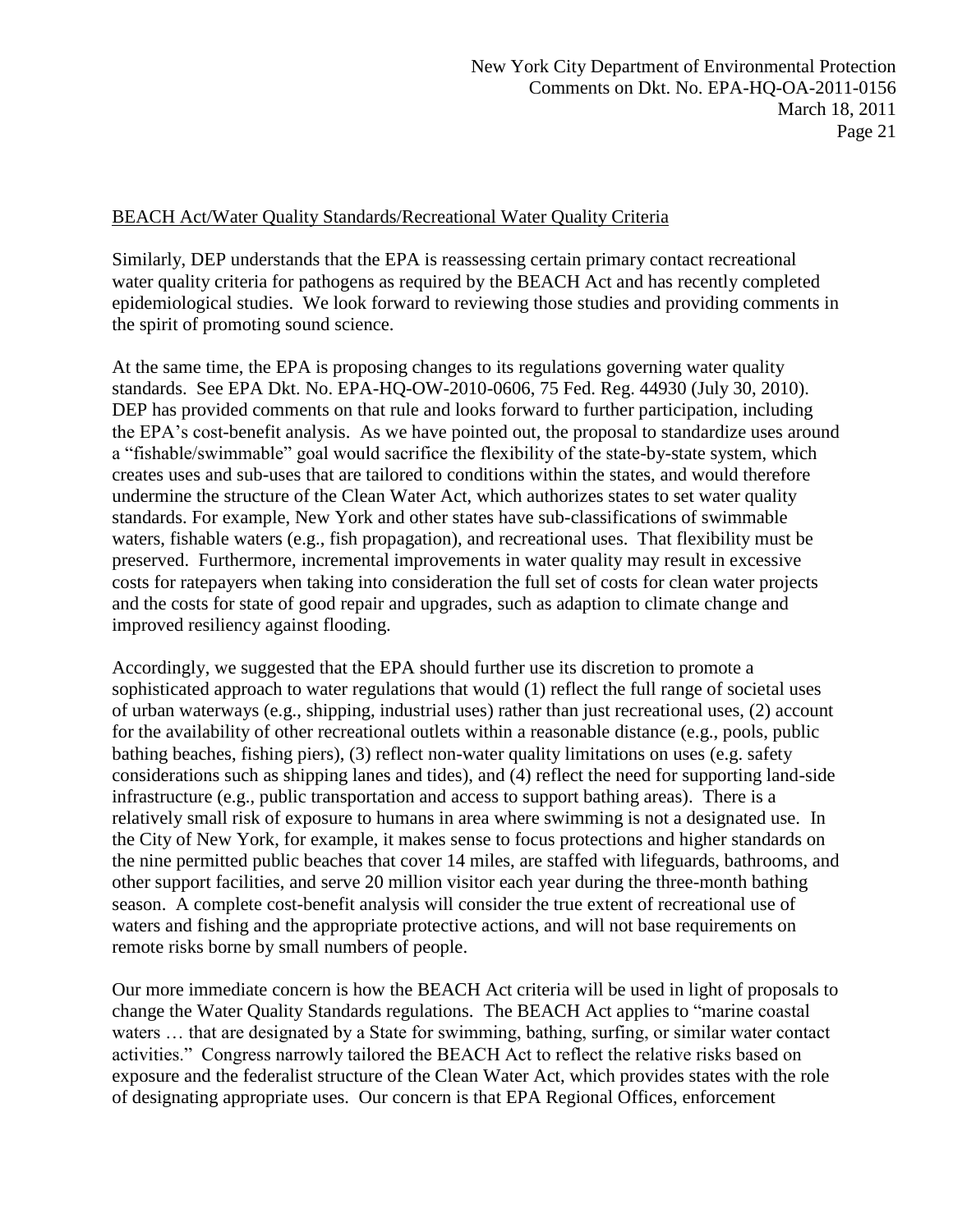<u>BEACH Act/Water Quality Standards/Recreational Water Quality Criteria</u>

Similarly, DEP understands that the EPA is reassessing certain primary contact recreational water quality criteria for pathogens as required by the BEACH Act and has recently completed epidemiological studies. We look forward to reviewing those studies and providing comments in the spirit of promoting sound science.

At the same time, the EPA is proposing changes to its regulations governing water quality standards. See EPA Dkt. No. EPA-HQ-OW-2010-0606, 75 Fed. Reg. 44930 (July 30, 2010). DEP has provided comments on that rule and looks forward to further participation, including the EPA's cost-benefit analysis. As we have pointed out, the proposal to standardize uses around a "fishable/swimmable" goal would sacrifice the flexibility of the state-by-state system, which creates uses and sub-uses that are tailored to conditions within the states, and would therefore undermine the structure of the Clean Water Act, which authorizes states to set water quality standards. For example, New York and other states have sub-classifications of swimmable waters, fishable waters (e.g., fish propagation), and recreational uses. That flexibility must be preserved. Furthermore, incremental improvements in water quality may result in excessive costs for ratepayers when taking into consideration the full set of costs for clean water projects and the costs for state of good repair and upgrades, such as adaption to climate change and improved resiliency against flooding.

Accordingly, we suggested that the EPA should further use its discretion to promote a sophisticated approach to water regulations that would (1) reflect the full range of societal uses of urban waterways (e.g., shipping, industrial uses) rather than just recreational uses, (2) account for the availability of other recreational outlets within a reasonable distance (e.g., pools, public bathing beaches, fishing piers), (3) reflect non-water quality limitations on uses (e.g. safety considerations such as shipping lanes and tides), and (4) reflect the need for supporting land-side infrastructure (e.g., public transportation and access to support bathing areas). There is a relatively small risk of exposure to humans in area where swimming is not a designated use. In the City of New York, for example, it makes sense to focus protections and higher standards on the nine permitted public beaches that cover 14 miles, are staffed with lifeguards, bathrooms, and other support facilities, and serve 20 million visitor each year during the three-month bathing season. A complete cost-benefit analysis will consider the true extent of recreational use of waters and fishing and the appropriate protective actions, and will not base requirements on remote risks borne by small numbers of people.

Our more immediate concern is how the BEACH Act criteria will be used in light of proposals to change the Water Quality Standards regulations. The BEACH Act applies to "marine coastal waters … that are designated by a State for swimming, bathing, surfing, or similar water contact activities." Congress narrowly tailored the BEACH Act to reflect the relative risks based on exposure and the federalist structure of the Clean Water Act, which provides states with the role of designating appropriate uses. Our concern is that EPA Regional Offices, enforcement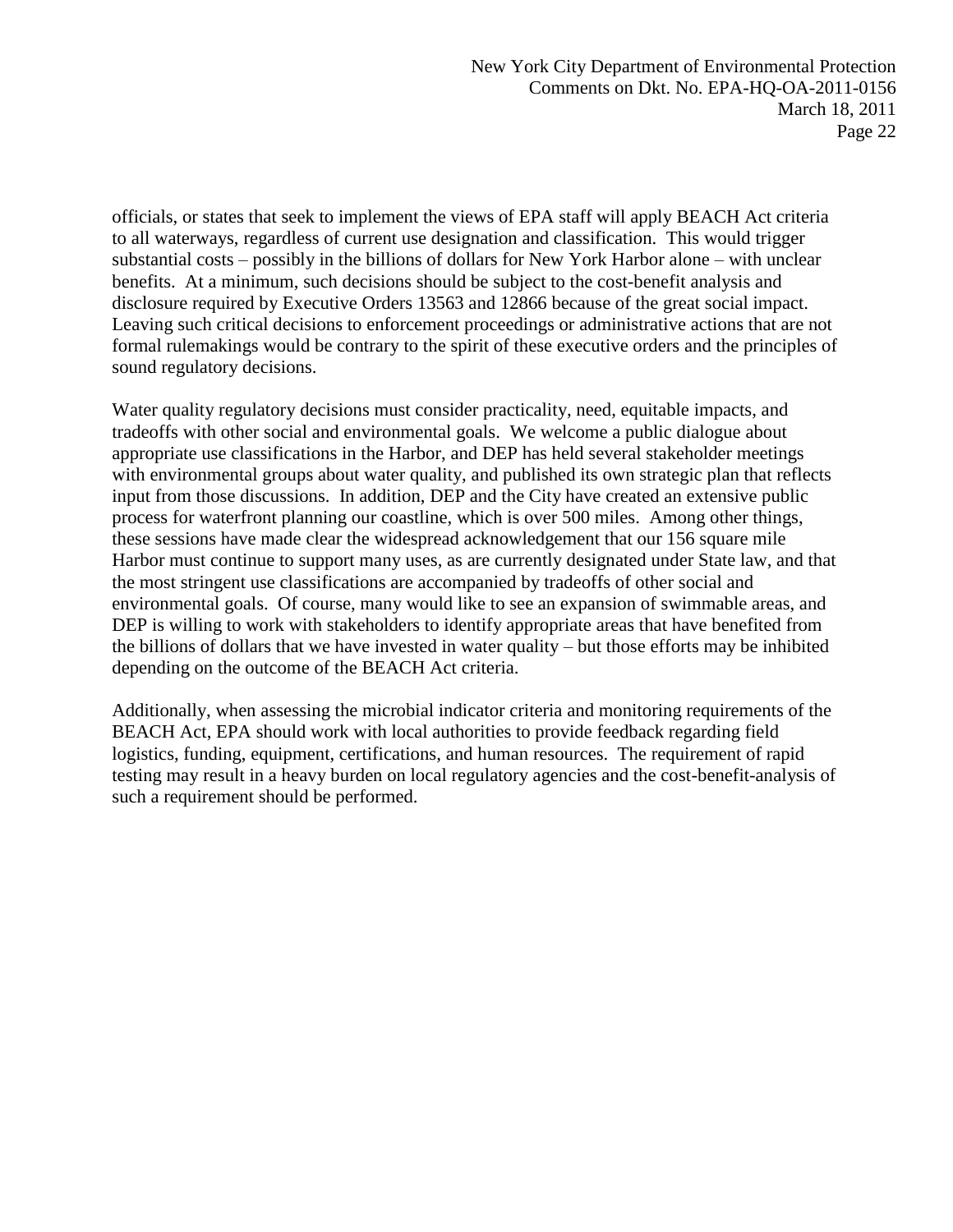officials, or states that seek to implement the views of EPA staff will apply BEACH Act criteria to all waterways, regardless of current use designation and classification. This would trigger substantial costs – possibly in the billions of dollars for New York Harbor alone – with unclear benefits. At a minimum, such decisions should be subject to the cost-benefit analysis and disclosure required by Executive Orders 13563 and 12866 because of the great social impact. Leaving such critical decisions to enforcement proceedings or administrative actions that are not formal rulemakings would be contrary to the spirit of these executive orders and the principles of sound regulatory decisions.

Water quality regulatory decisions must consider practicality, need, equitable impacts, and tradeoffs with other social and environmental goals. We welcome a public dialogue about appropriate use classifications in the Harbor, and DEP has held several stakeholder meetings with environmental groups about water quality, and published its own strategic plan that reflects input from those discussions. In addition, DEP and the City have created an extensive public process for waterfront planning our coastline, which is over 500 miles. Among other things, these sessions have made clear the widespread acknowledgement that our 156 square mile Harbor must continue to support many uses, as are currently designated under State law, and that the most stringent use classifications are accompanied by tradeoffs of other social and environmental goals. Of course, many would like to see an expansion of swimmable areas, and DEP is willing to work with stakeholders to identify appropriate areas that have benefited from the billions of dollars that we have invested in water quality – but those efforts may be inhibited depending on the outcome of the BEACH Act criteria.

Additionally, when assessing the microbial indicator criteria and monitoring requirements of the BEACH Act, EPA should work with local authorities to provide feedback regarding field logistics, funding, equipment, certifications, and human resources. The requirement of rapid testing may result in a heavy burden on local regulatory agencies and the cost-benefit-analysis of such a requirement should be performed.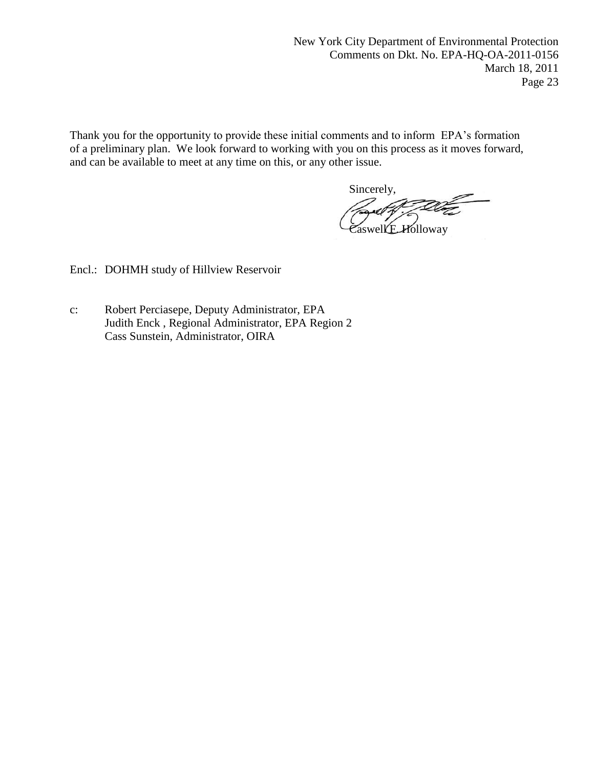Thank you for the opportunity to provide these initial comments and to inform EPA's formation of a preliminary plan. We look forward to working with you on this process as it moves forward, and can be available to meet at any time on this, or any other issue.

Sincerely,

Caswell F. Holloway

Encl.: DOHMH study of Hillview Reservoir

c: Robert Perciasepe, Deputy Administrator, EPA
Judith Enck , Regional Administrator, EPA Region 2
Cass Sunstein, Administrator, OIRA